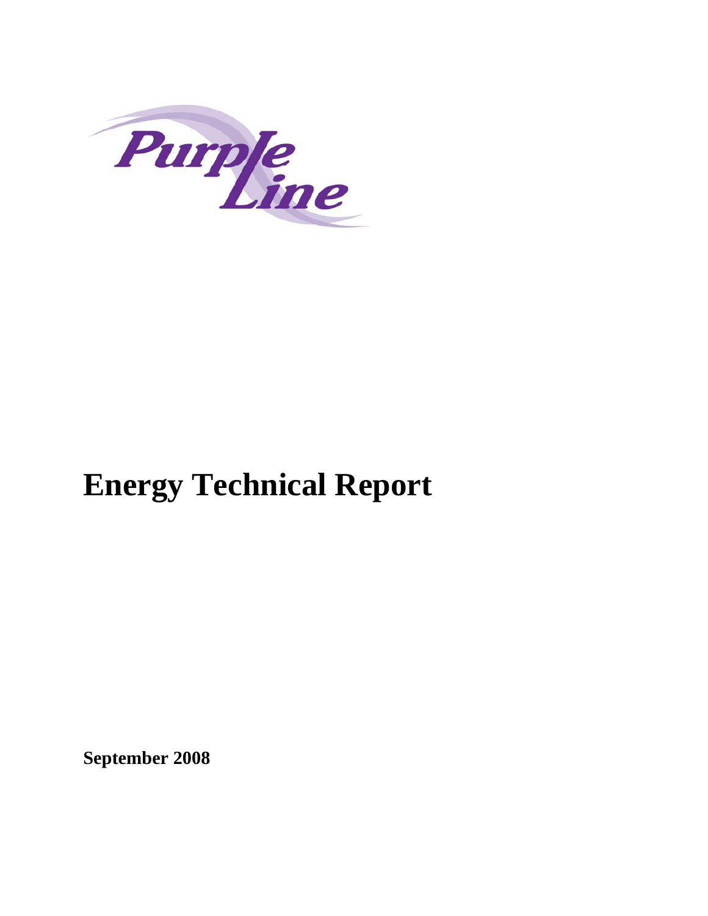Purple Line

# Energy Technical Report

**September 2008**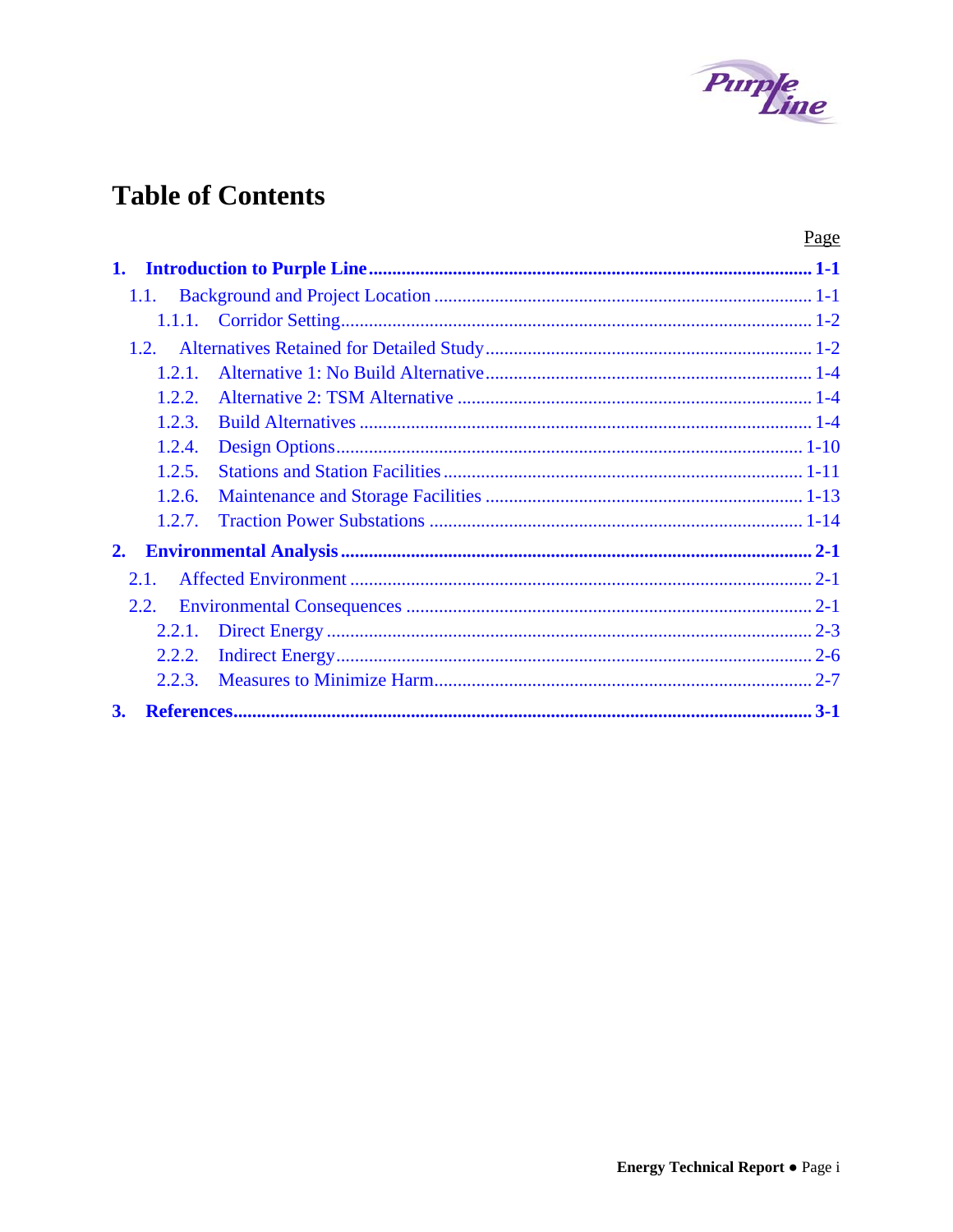# Table of Contents

| | Page |
|---|---|
| **1. Introduction to Purple Line** | **1-1** |
| 1.1. Background and Project Location | 1-1 |
| 1.1.1. Corridor Setting | 1-2 |
| 1.2. Alternatives Retained for Detailed Study | 1-2 |
| 1.2.1. Alternative 1: No Build Alternative | 1-4 |
| 1.2.2. Alternative 2: TSM Alternative | 1-4 |
| 1.2.3. Build Alternatives | 1-4 |
| 1.2.4. Design Options | 1-10 |
| 1.2.5. Stations and Station Facilities | 1-11 |
| 1.2.6. Maintenance and Storage Facilities | 1-13 |
| 1.2.7. Traction Power Substations | 1-14 |
| **2. Environmental Analysis** | **2-1** |
| 2.1. Affected Environment | 2-1 |
| 2.2. Environmental Consequences | 2-1 |
| 2.2.1. Direct Energy | 2-3 |
| 2.2.2. Indirect Energy | 2-6 |
| 2.2.3. Measures to Minimize Harm | 2-7 |
| **3. References** | **3-1** |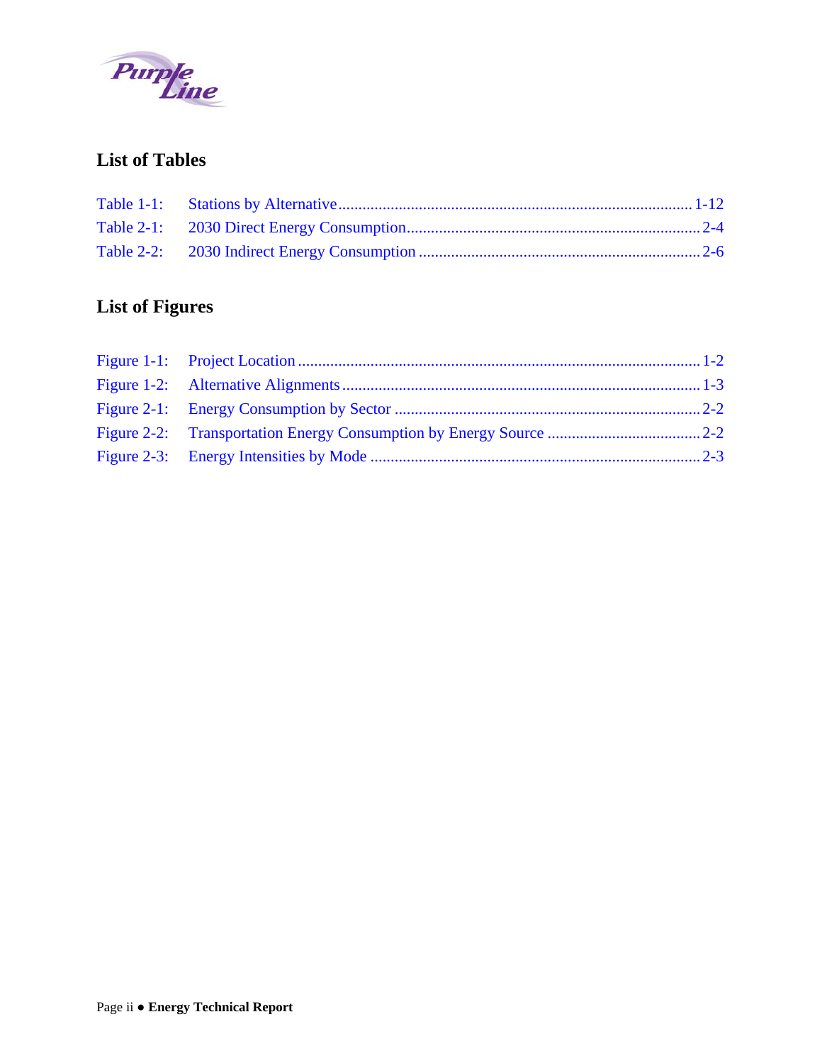## List of Tables

Table 1-1: Stations by Alternative....................................................................................... 1-12
Table 2-1: 2030 Direct Energy Consumption......................................................................... 2-4
Table 2-2: 2030 Indirect Energy Consumption ....................................................................... 2-6

## List of Figures

Figure 1-1: Project Location .................................................................................................... 1-2
Figure 1-2: Alternative Alignments ........................................................................................ 1-3
Figure 2-1: Energy Consumption by Sector ............................................................................ 2-2
Figure 2-2: Transportation Energy Consumption by Energy Source ...................................... 2-2
Figure 2-3: Energy Intensities by Mode .................................................................................. 2-3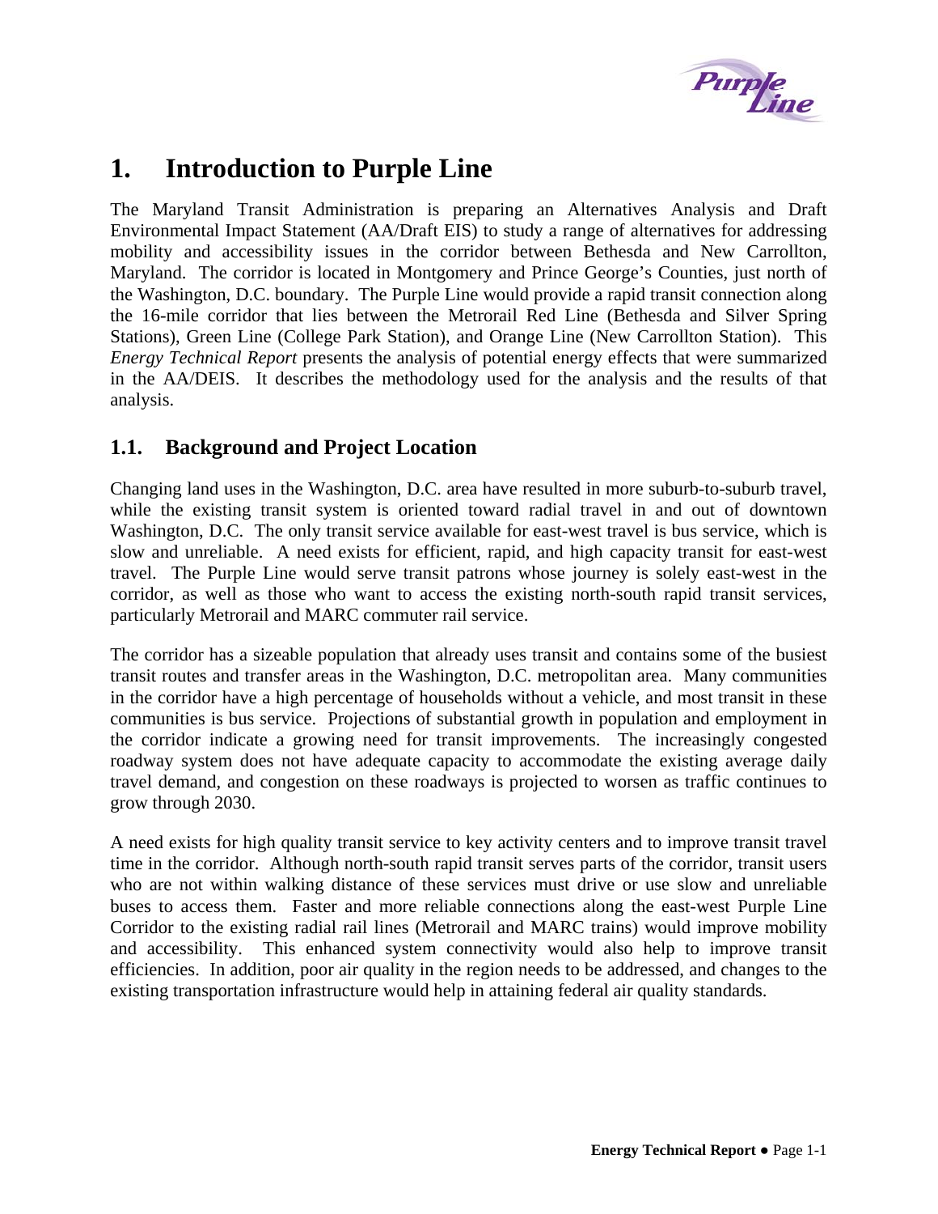# 1. Introduction to Purple Line

The Maryland Transit Administration is preparing an Alternatives Analysis and Draft Environmental Impact Statement (AA/Draft EIS) to study a range of alternatives for addressing mobility and accessibility issues in the corridor between Bethesda and New Carrollton, Maryland. The corridor is located in Montgomery and Prince George's Counties, just north of the Washington, D.C. boundary. The Purple Line would provide a rapid transit connection along the 16-mile corridor that lies between the Metrorail Red Line (Bethesda and Silver Spring Stations), Green Line (College Park Station), and Orange Line (New Carrollton Station). This *Energy Technical Report* presents the analysis of potential energy effects that were summarized in the AA/DEIS. It describes the methodology used for the analysis and the results of that analysis.

## 1.1. Background and Project Location

Changing land uses in the Washington, D.C. area have resulted in more suburb-to-suburb travel, while the existing transit system is oriented toward radial travel in and out of downtown Washington, D.C. The only transit service available for east-west travel is bus service, which is slow and unreliable. A need exists for efficient, rapid, and high capacity transit for east-west travel. The Purple Line would serve transit patrons whose journey is solely east-west in the corridor, as well as those who want to access the existing north-south rapid transit services, particularly Metrorail and MARC commuter rail service.

The corridor has a sizeable population that already uses transit and contains some of the busiest transit routes and transfer areas in the Washington, D.C. metropolitan area. Many communities in the corridor have a high percentage of households without a vehicle, and most transit in these communities is bus service. Projections of substantial growth in population and employment in the corridor indicate a growing need for transit improvements. The increasingly congested roadway system does not have adequate capacity to accommodate the existing average daily travel demand, and congestion on these roadways is projected to worsen as traffic continues to grow through 2030.

A need exists for high quality transit service to key activity centers and to improve transit travel time in the corridor. Although north-south rapid transit serves parts of the corridor, transit users who are not within walking distance of these services must drive or use slow and unreliable buses to access them. Faster and more reliable connections along the east-west Purple Line Corridor to the existing radial rail lines (Metrorail and MARC trains) would improve mobility and accessibility. This enhanced system connectivity would also help to improve transit efficiencies. In addition, poor air quality in the region needs to be addressed, and changes to the existing transportation infrastructure would help in attaining federal air quality standards.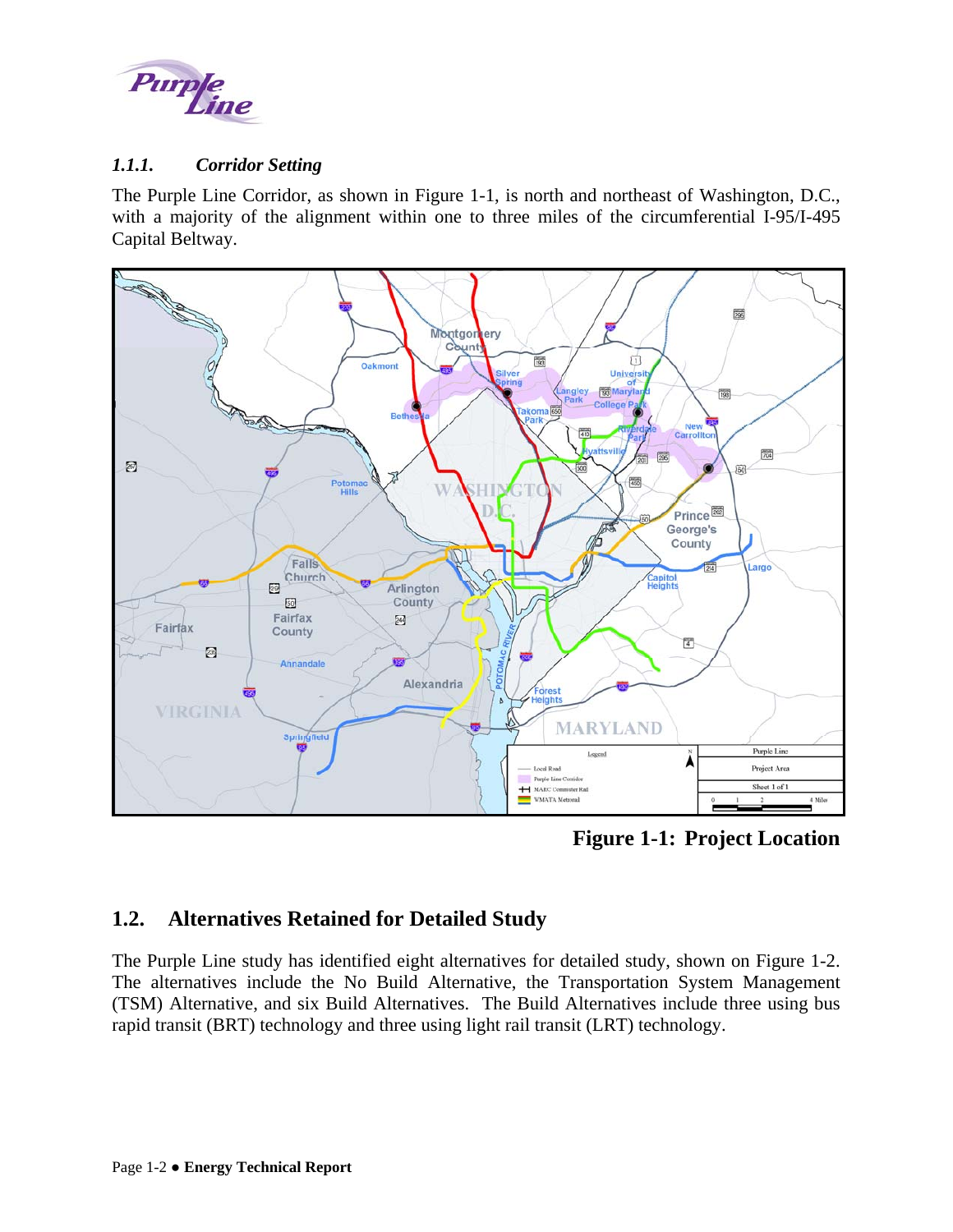### *1.1.1. Corridor Setting*

The Purple Line Corridor, as shown in Figure 1-1, is north and northeast of Washington, D.C., with a majority of the alignment within one to three miles of the circumferential I-95/I-495 Capital Beltway.

**Figure 1-1: Project Location**

## 1.2. Alternatives Retained for Detailed Study

The Purple Line study has identified eight alternatives for detailed study, shown on Figure 1-2. The alternatives include the No Build Alternative, the Transportation System Management (TSM) Alternative, and six Build Alternatives. The Build Alternatives include three using bus rapid transit (BRT) technology and three using light rail transit (LRT) technology.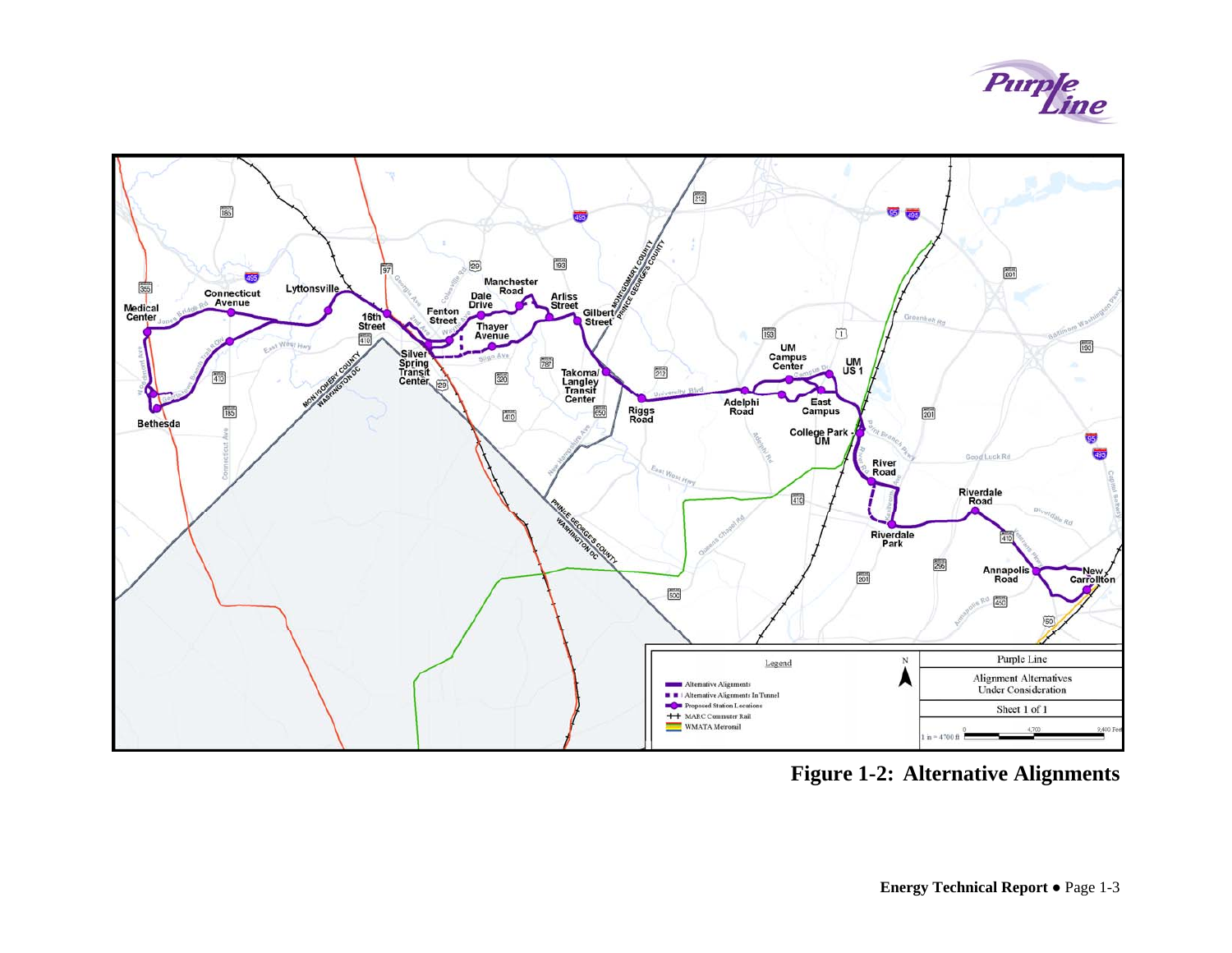**Figure 1-2: Alternative Alignments**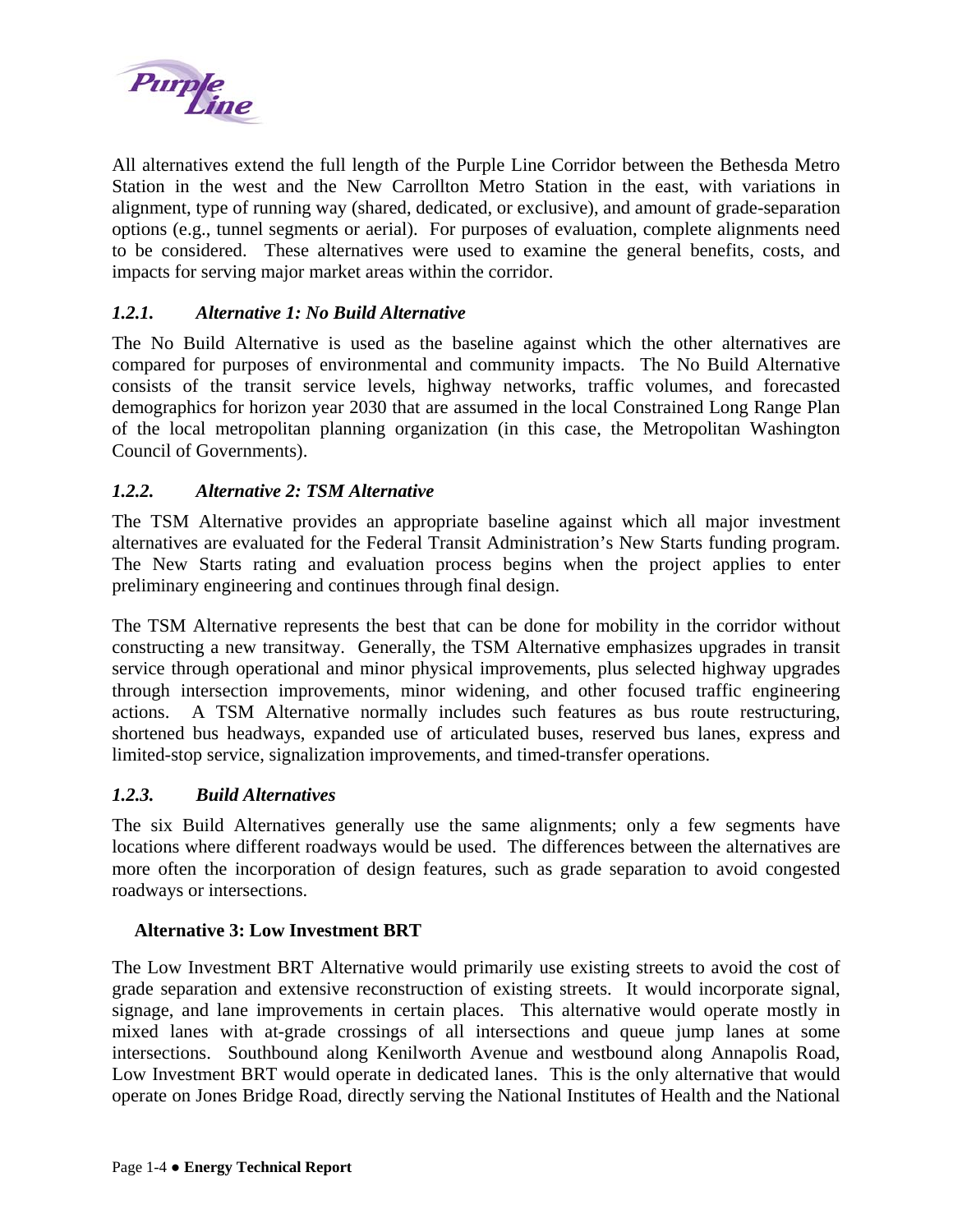All alternatives extend the full length of the Purple Line Corridor between the Bethesda Metro Station in the west and the New Carrollton Metro Station in the east, with variations in alignment, type of running way (shared, dedicated, or exclusive), and amount of grade-separation options (e.g., tunnel segments or aerial). For purposes of evaluation, complete alignments need to be considered. These alternatives were used to examine the general benefits, costs, and impacts for serving major market areas within the corridor.

### *1.2.1. Alternative 1: No Build Alternative*

The No Build Alternative is used as the baseline against which the other alternatives are compared for purposes of environmental and community impacts. The No Build Alternative consists of the transit service levels, highway networks, traffic volumes, and forecasted demographics for horizon year 2030 that are assumed in the local Constrained Long Range Plan of the local metropolitan planning organization (in this case, the Metropolitan Washington Council of Governments).

### *1.2.2. Alternative 2: TSM Alternative*

The TSM Alternative provides an appropriate baseline against which all major investment alternatives are evaluated for the Federal Transit Administration's New Starts funding program. The New Starts rating and evaluation process begins when the project applies to enter preliminary engineering and continues through final design.

The TSM Alternative represents the best that can be done for mobility in the corridor without constructing a new transitway. Generally, the TSM Alternative emphasizes upgrades in transit service through operational and minor physical improvements, plus selected highway upgrades through intersection improvements, minor widening, and other focused traffic engineering actions. A TSM Alternative normally includes such features as bus route restructuring, shortened bus headways, expanded use of articulated buses, reserved bus lanes, express and limited-stop service, signalization improvements, and timed-transfer operations.

### *1.2.3. Build Alternatives*

The six Build Alternatives generally use the same alignments; only a few segments have locations where different roadways would be used. The differences between the alternatives are more often the incorporation of design features, such as grade separation to avoid congested roadways or intersections.

#### Alternative 3: Low Investment BRT

The Low Investment BRT Alternative would primarily use existing streets to avoid the cost of grade separation and extensive reconstruction of existing streets. It would incorporate signal, signage, and lane improvements in certain places. This alternative would operate mostly in mixed lanes with at-grade crossings of all intersections and queue jump lanes at some intersections. Southbound along Kenilworth Avenue and westbound along Annapolis Road, Low Investment BRT would operate in dedicated lanes. This is the only alternative that would operate on Jones Bridge Road, directly serving the National Institutes of Health and the National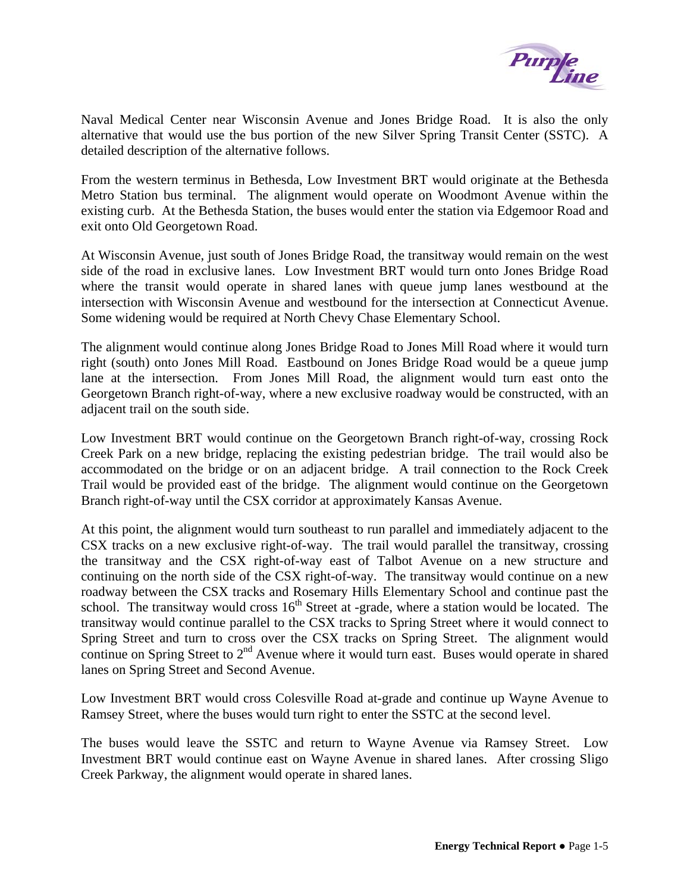Naval Medical Center near Wisconsin Avenue and Jones Bridge Road. It is also the only alternative that would use the bus portion of the new Silver Spring Transit Center (SSTC). A detailed description of the alternative follows.

From the western terminus in Bethesda, Low Investment BRT would originate at the Bethesda Metro Station bus terminal. The alignment would operate on Woodmont Avenue within the existing curb. At the Bethesda Station, the buses would enter the station via Edgemoor Road and exit onto Old Georgetown Road.

At Wisconsin Avenue, just south of Jones Bridge Road, the transitway would remain on the west side of the road in exclusive lanes. Low Investment BRT would turn onto Jones Bridge Road where the transit would operate in shared lanes with queue jump lanes westbound at the intersection with Wisconsin Avenue and westbound for the intersection at Connecticut Avenue. Some widening would be required at North Chevy Chase Elementary School.

The alignment would continue along Jones Bridge Road to Jones Mill Road where it would turn right (south) onto Jones Mill Road. Eastbound on Jones Bridge Road would be a queue jump lane at the intersection. From Jones Mill Road, the alignment would turn east onto the Georgetown Branch right-of-way, where a new exclusive roadway would be constructed, with an adjacent trail on the south side.

Low Investment BRT would continue on the Georgetown Branch right-of-way, crossing Rock Creek Park on a new bridge, replacing the existing pedestrian bridge. The trail would also be accommodated on the bridge or on an adjacent bridge. A trail connection to the Rock Creek Trail would be provided east of the bridge. The alignment would continue on the Georgetown Branch right-of-way until the CSX corridor at approximately Kansas Avenue.

At this point, the alignment would turn southeast to run parallel and immediately adjacent to the CSX tracks on a new exclusive right-of-way. The trail would parallel the transitway, crossing the transitway and the CSX right-of-way east of Talbot Avenue on a new structure and continuing on the north side of the CSX right-of-way. The transitway would continue on a new roadway between the CSX tracks and Rosemary Hills Elementary School and continue past the school. The transitway would cross 16th Street at -grade, where a station would be located. The transitway would continue parallel to the CSX tracks to Spring Street where it would connect to Spring Street and turn to cross over the CSX tracks on Spring Street. The alignment would continue on Spring Street to 2nd Avenue where it would turn east. Buses would operate in shared lanes on Spring Street and Second Avenue.

Low Investment BRT would cross Colesville Road at-grade and continue up Wayne Avenue to Ramsey Street, where the buses would turn right to enter the SSTC at the second level.

The buses would leave the SSTC and return to Wayne Avenue via Ramsey Street. Low Investment BRT would continue east on Wayne Avenue in shared lanes. After crossing Sligo Creek Parkway, the alignment would operate in shared lanes.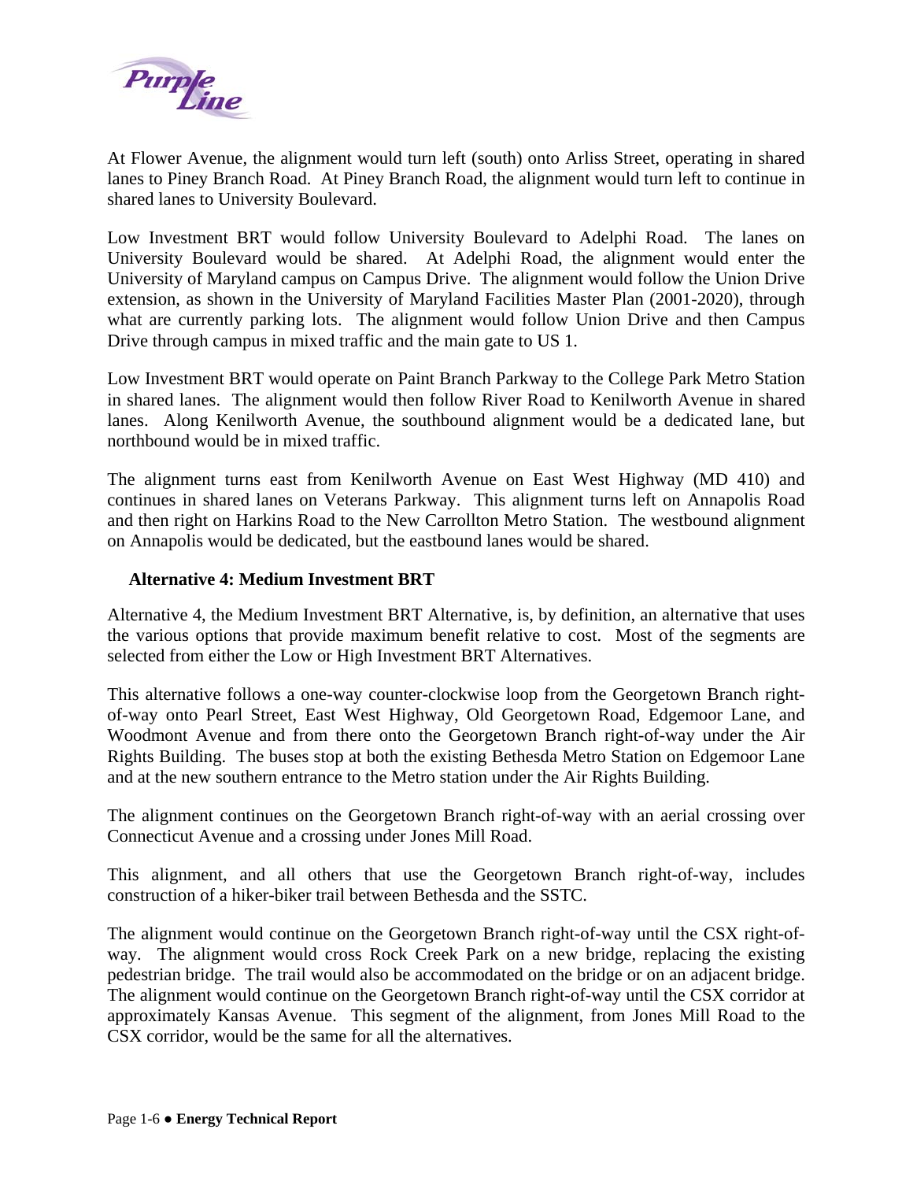At Flower Avenue, the alignment would turn left (south) onto Arliss Street, operating in shared lanes to Piney Branch Road. At Piney Branch Road, the alignment would turn left to continue in shared lanes to University Boulevard.

Low Investment BRT would follow University Boulevard to Adelphi Road. The lanes on University Boulevard would be shared. At Adelphi Road, the alignment would enter the University of Maryland campus on Campus Drive. The alignment would follow the Union Drive extension, as shown in the University of Maryland Facilities Master Plan (2001-2020), through what are currently parking lots. The alignment would follow Union Drive and then Campus Drive through campus in mixed traffic and the main gate to US 1.

Low Investment BRT would operate on Paint Branch Parkway to the College Park Metro Station in shared lanes. The alignment would then follow River Road to Kenilworth Avenue in shared lanes. Along Kenilworth Avenue, the southbound alignment would be a dedicated lane, but northbound would be in mixed traffic.

The alignment turns east from Kenilworth Avenue on East West Highway (MD 410) and continues in shared lanes on Veterans Parkway. This alignment turns left on Annapolis Road and then right on Harkins Road to the New Carrollton Metro Station. The westbound alignment on Annapolis would be dedicated, but the eastbound lanes would be shared.

### Alternative 4: Medium Investment BRT

Alternative 4, the Medium Investment BRT Alternative, is, by definition, an alternative that uses the various options that provide maximum benefit relative to cost. Most of the segments are selected from either the Low or High Investment BRT Alternatives.

This alternative follows a one-way counter-clockwise loop from the Georgetown Branch right-of-way onto Pearl Street, East West Highway, Old Georgetown Road, Edgemoor Lane, and Woodmont Avenue and from there onto the Georgetown Branch right-of-way under the Air Rights Building. The buses stop at both the existing Bethesda Metro Station on Edgemoor Lane and at the new southern entrance to the Metro station under the Air Rights Building.

The alignment continues on the Georgetown Branch right-of-way with an aerial crossing over Connecticut Avenue and a crossing under Jones Mill Road.

This alignment, and all others that use the Georgetown Branch right-of-way, includes construction of a hiker-biker trail between Bethesda and the SSTC.

The alignment would continue on the Georgetown Branch right-of-way until the CSX right-of-way. The alignment would cross Rock Creek Park on a new bridge, replacing the existing pedestrian bridge. The trail would also be accommodated on the bridge or on an adjacent bridge. The alignment would continue on the Georgetown Branch right-of-way until the CSX corridor at approximately Kansas Avenue. This segment of the alignment, from Jones Mill Road to the CSX corridor, would be the same for all the alternatives.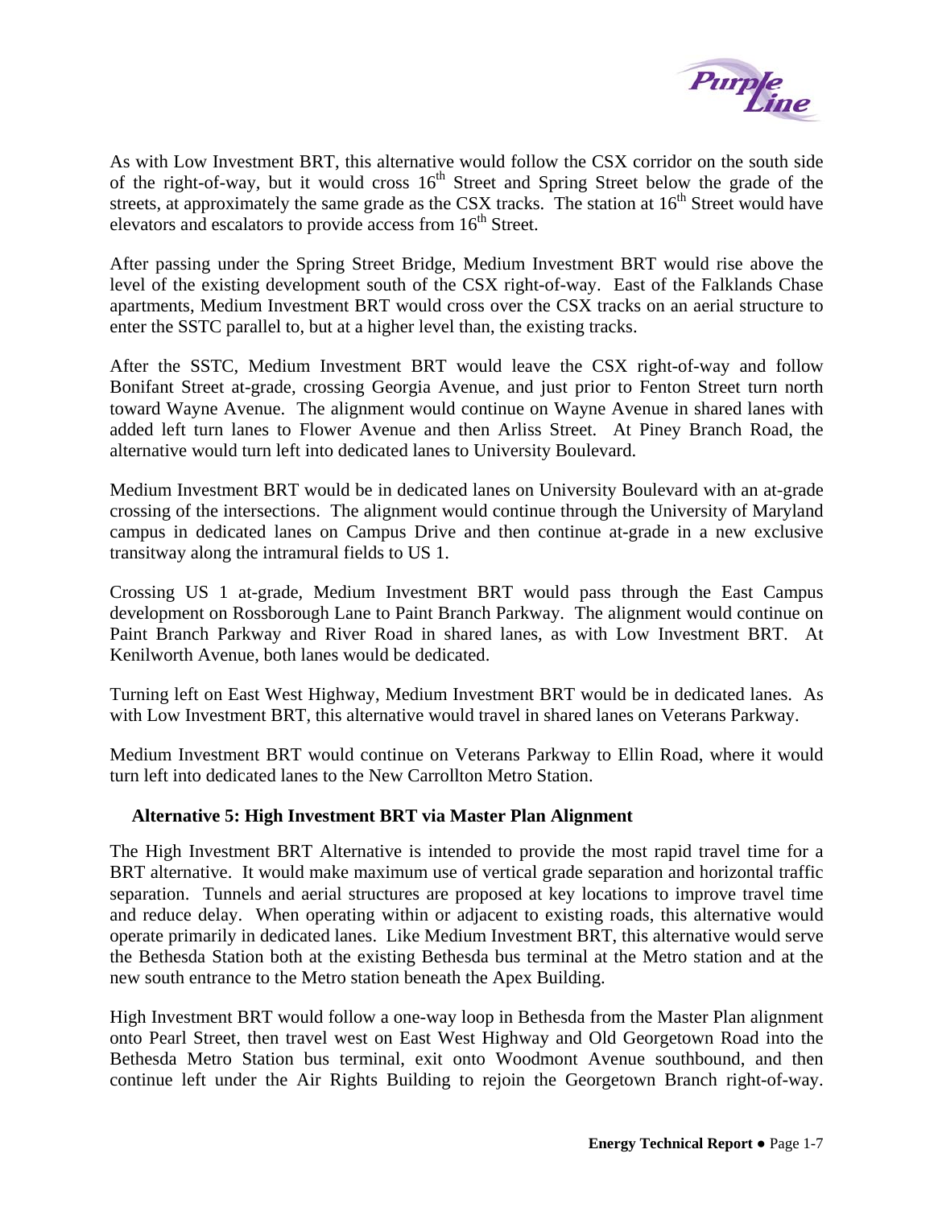As with Low Investment BRT, this alternative would follow the CSX corridor on the south side of the right-of-way, but it would cross 16th Street and Spring Street below the grade of the streets, at approximately the same grade as the CSX tracks. The station at 16th Street would have elevators and escalators to provide access from 16th Street.

After passing under the Spring Street Bridge, Medium Investment BRT would rise above the level of the existing development south of the CSX right-of-way. East of the Falklands Chase apartments, Medium Investment BRT would cross over the CSX tracks on an aerial structure to enter the SSTC parallel to, but at a higher level than, the existing tracks.

After the SSTC, Medium Investment BRT would leave the CSX right-of-way and follow Bonifant Street at-grade, crossing Georgia Avenue, and just prior to Fenton Street turn north toward Wayne Avenue. The alignment would continue on Wayne Avenue in shared lanes with added left turn lanes to Flower Avenue and then Arliss Street. At Piney Branch Road, the alternative would turn left into dedicated lanes to University Boulevard.

Medium Investment BRT would be in dedicated lanes on University Boulevard with an at-grade crossing of the intersections. The alignment would continue through the University of Maryland campus in dedicated lanes on Campus Drive and then continue at-grade in a new exclusive transitway along the intramural fields to US 1.

Crossing US 1 at-grade, Medium Investment BRT would pass through the East Campus development on Rossborough Lane to Paint Branch Parkway. The alignment would continue on Paint Branch Parkway and River Road in shared lanes, as with Low Investment BRT. At Kenilworth Avenue, both lanes would be dedicated.

Turning left on East West Highway, Medium Investment BRT would be in dedicated lanes. As with Low Investment BRT, this alternative would travel in shared lanes on Veterans Parkway.

Medium Investment BRT would continue on Veterans Parkway to Ellin Road, where it would turn left into dedicated lanes to the New Carrollton Metro Station.

### Alternative 5: High Investment BRT via Master Plan Alignment

The High Investment BRT Alternative is intended to provide the most rapid travel time for a BRT alternative. It would make maximum use of vertical grade separation and horizontal traffic separation. Tunnels and aerial structures are proposed at key locations to improve travel time and reduce delay. When operating within or adjacent to existing roads, this alternative would operate primarily in dedicated lanes. Like Medium Investment BRT, this alternative would serve the Bethesda Station both at the existing Bethesda bus terminal at the Metro station and at the new south entrance to the Metro station beneath the Apex Building.

High Investment BRT would follow a one-way loop in Bethesda from the Master Plan alignment onto Pearl Street, then travel west on East West Highway and Old Georgetown Road into the Bethesda Metro Station bus terminal, exit onto Woodmont Avenue southbound, and then continue left under the Air Rights Building to rejoin the Georgetown Branch right-of-way.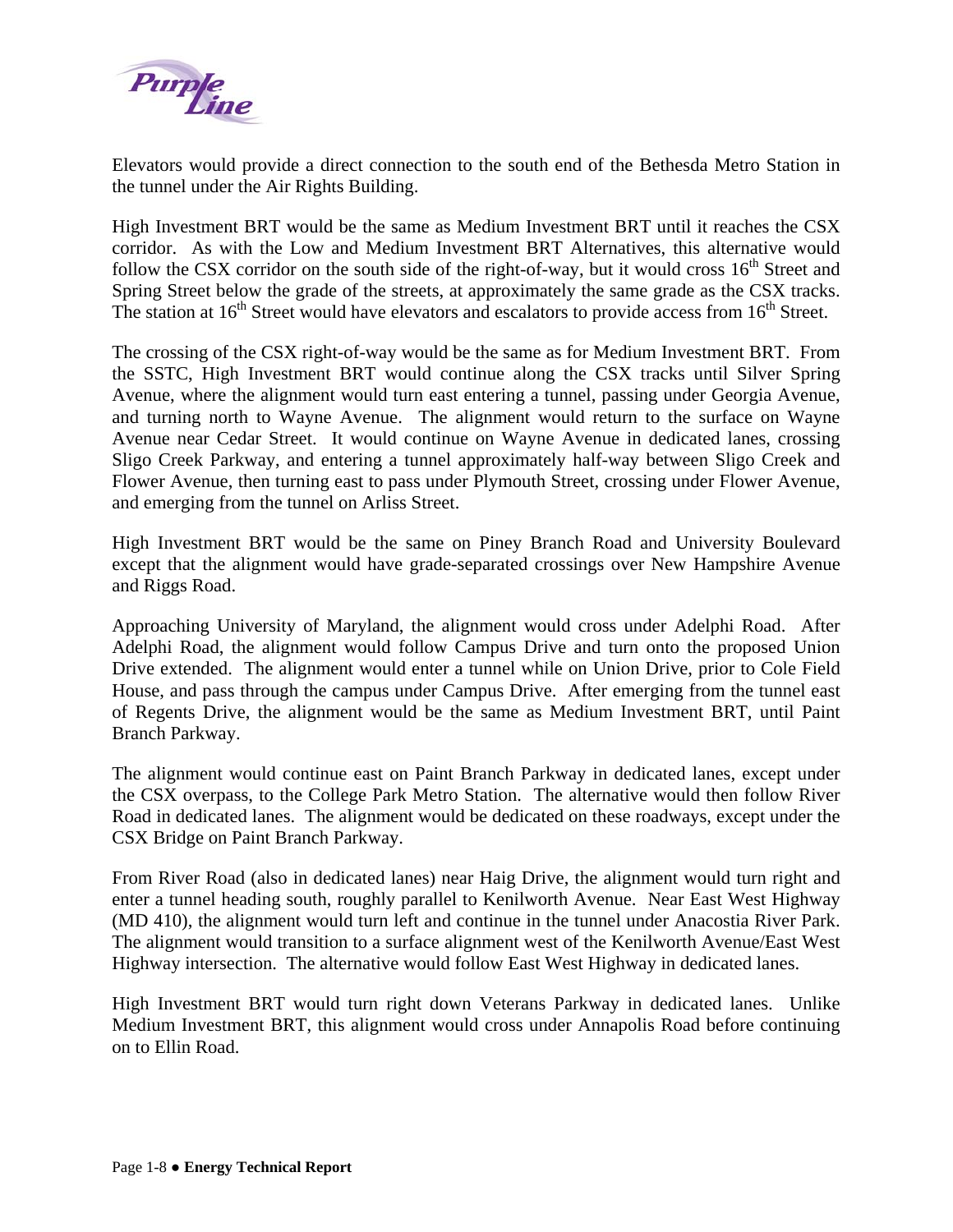Elevators would provide a direct connection to the south end of the Bethesda Metro Station in the tunnel under the Air Rights Building.

High Investment BRT would be the same as Medium Investment BRT until it reaches the CSX corridor. As with the Low and Medium Investment BRT Alternatives, this alternative would follow the CSX corridor on the south side of the right-of-way, but it would cross 16th Street and Spring Street below the grade of the streets, at approximately the same grade as the CSX tracks. The station at 16th Street would have elevators and escalators to provide access from 16th Street.

The crossing of the CSX right-of-way would be the same as for Medium Investment BRT. From the SSTC, High Investment BRT would continue along the CSX tracks until Silver Spring Avenue, where the alignment would turn east entering a tunnel, passing under Georgia Avenue, and turning north to Wayne Avenue. The alignment would return to the surface on Wayne Avenue near Cedar Street. It would continue on Wayne Avenue in dedicated lanes, crossing Sligo Creek Parkway, and entering a tunnel approximately half-way between Sligo Creek and Flower Avenue, then turning east to pass under Plymouth Street, crossing under Flower Avenue, and emerging from the tunnel on Arliss Street.

High Investment BRT would be the same on Piney Branch Road and University Boulevard except that the alignment would have grade-separated crossings over New Hampshire Avenue and Riggs Road.

Approaching University of Maryland, the alignment would cross under Adelphi Road. After Adelphi Road, the alignment would follow Campus Drive and turn onto the proposed Union Drive extended. The alignment would enter a tunnel while on Union Drive, prior to Cole Field House, and pass through the campus under Campus Drive. After emerging from the tunnel east of Regents Drive, the alignment would be the same as Medium Investment BRT, until Paint Branch Parkway.

The alignment would continue east on Paint Branch Parkway in dedicated lanes, except under the CSX overpass, to the College Park Metro Station. The alternative would then follow River Road in dedicated lanes. The alignment would be dedicated on these roadways, except under the CSX Bridge on Paint Branch Parkway.

From River Road (also in dedicated lanes) near Haig Drive, the alignment would turn right and enter a tunnel heading south, roughly parallel to Kenilworth Avenue. Near East West Highway (MD 410), the alignment would turn left and continue in the tunnel under Anacostia River Park. The alignment would transition to a surface alignment west of the Kenilworth Avenue/East West Highway intersection. The alternative would follow East West Highway in dedicated lanes.

High Investment BRT would turn right down Veterans Parkway in dedicated lanes. Unlike Medium Investment BRT, this alignment would cross under Annapolis Road before continuing on to Ellin Road.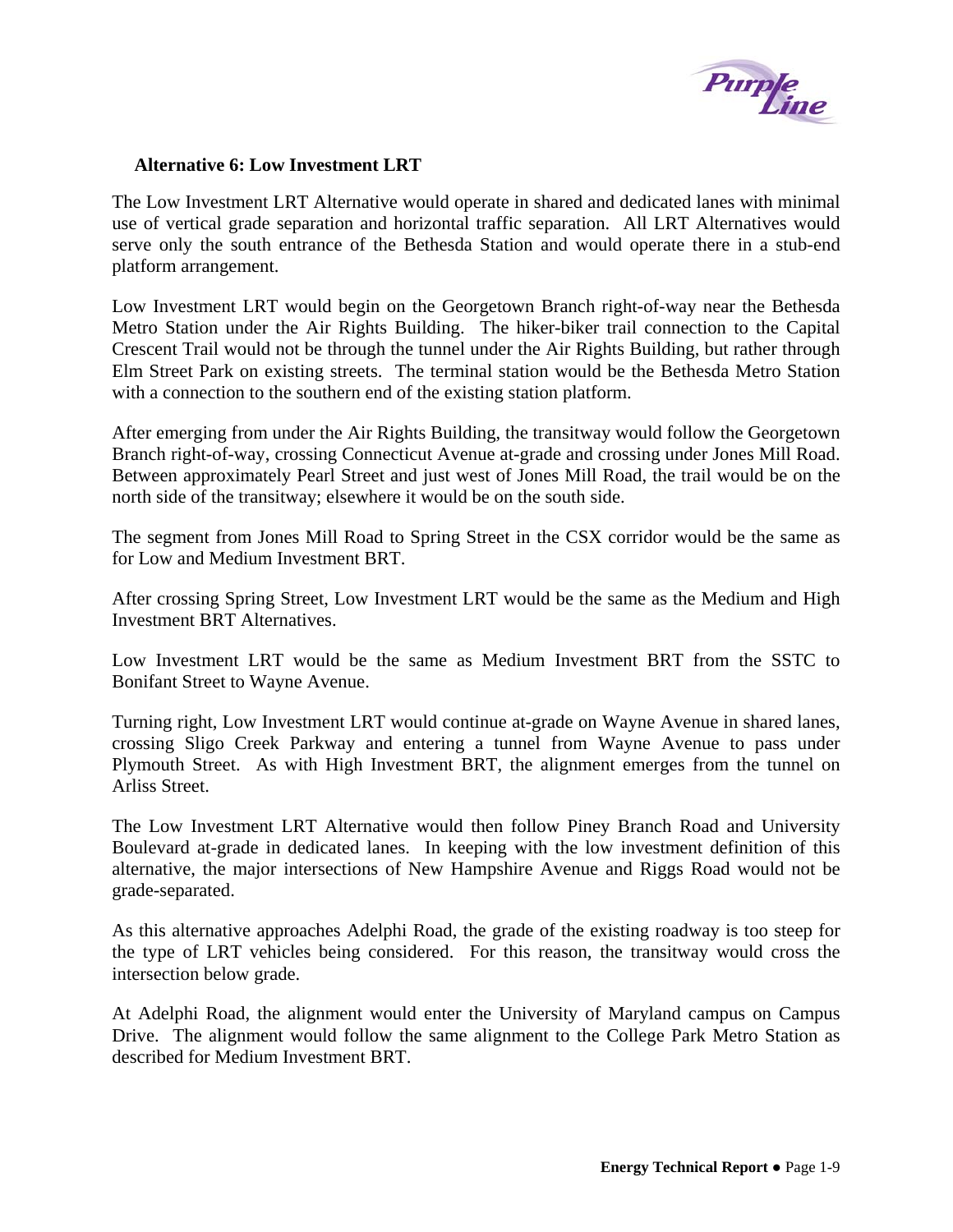### Alternative 6: Low Investment LRT

The Low Investment LRT Alternative would operate in shared and dedicated lanes with minimal use of vertical grade separation and horizontal traffic separation. All LRT Alternatives would serve only the south entrance of the Bethesda Station and would operate there in a stub-end platform arrangement.

Low Investment LRT would begin on the Georgetown Branch right-of-way near the Bethesda Metro Station under the Air Rights Building. The hiker-biker trail connection to the Capital Crescent Trail would not be through the tunnel under the Air Rights Building, but rather through Elm Street Park on existing streets. The terminal station would be the Bethesda Metro Station with a connection to the southern end of the existing station platform.

After emerging from under the Air Rights Building, the transitway would follow the Georgetown Branch right-of-way, crossing Connecticut Avenue at-grade and crossing under Jones Mill Road. Between approximately Pearl Street and just west of Jones Mill Road, the trail would be on the north side of the transitway; elsewhere it would be on the south side.

The segment from Jones Mill Road to Spring Street in the CSX corridor would be the same as for Low and Medium Investment BRT.

After crossing Spring Street, Low Investment LRT would be the same as the Medium and High Investment BRT Alternatives.

Low Investment LRT would be the same as Medium Investment BRT from the SSTC to Bonifant Street to Wayne Avenue.

Turning right, Low Investment LRT would continue at-grade on Wayne Avenue in shared lanes, crossing Sligo Creek Parkway and entering a tunnel from Wayne Avenue to pass under Plymouth Street. As with High Investment BRT, the alignment emerges from the tunnel on Arliss Street.

The Low Investment LRT Alternative would then follow Piney Branch Road and University Boulevard at-grade in dedicated lanes. In keeping with the low investment definition of this alternative, the major intersections of New Hampshire Avenue and Riggs Road would not be grade-separated.

As this alternative approaches Adelphi Road, the grade of the existing roadway is too steep for the type of LRT vehicles being considered. For this reason, the transitway would cross the intersection below grade.

At Adelphi Road, the alignment would enter the University of Maryland campus on Campus Drive. The alignment would follow the same alignment to the College Park Metro Station as described for Medium Investment BRT.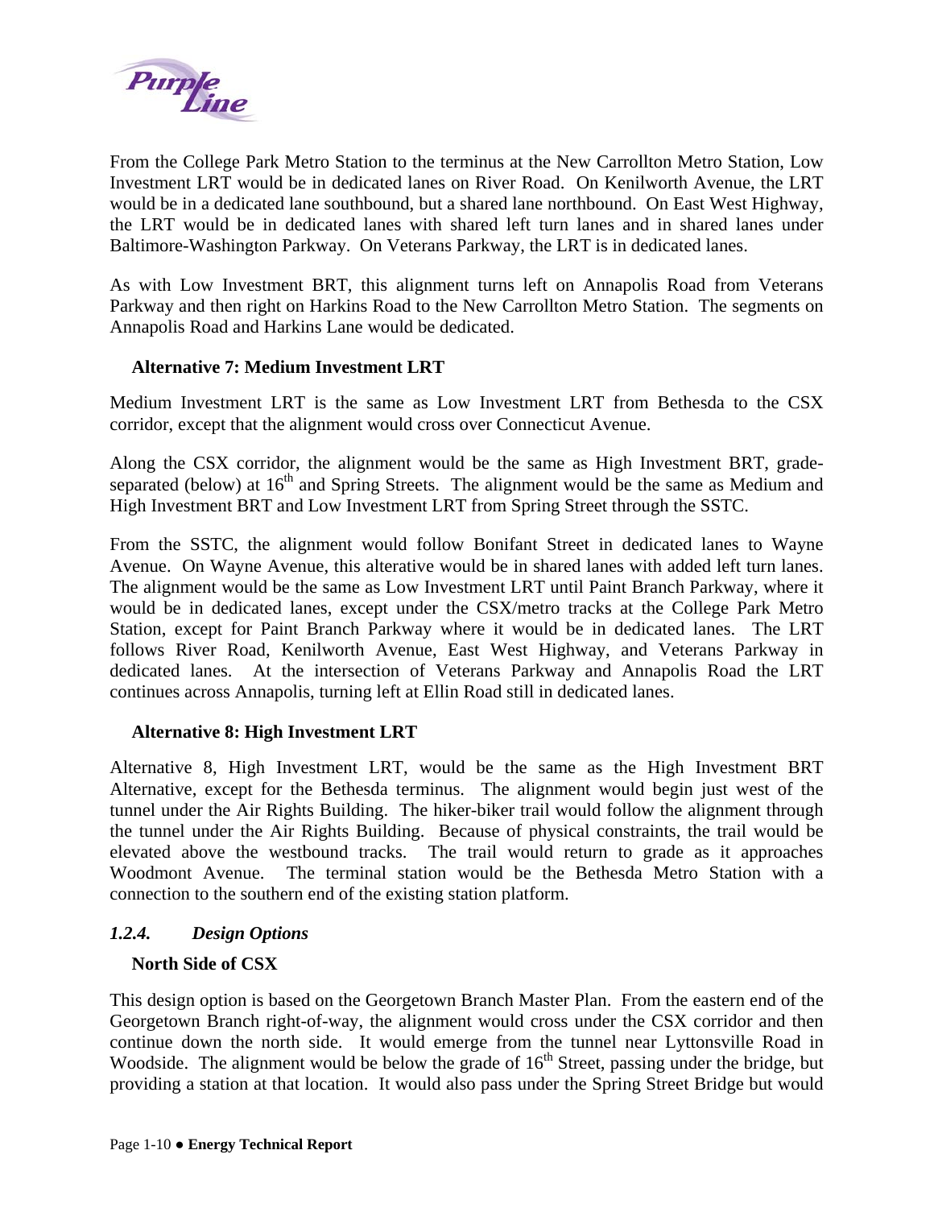From the College Park Metro Station to the terminus at the New Carrollton Metro Station, Low Investment LRT would be in dedicated lanes on River Road. On Kenilworth Avenue, the LRT would be in a dedicated lane southbound, but a shared lane northbound. On East West Highway, the LRT would be in dedicated lanes with shared left turn lanes and in shared lanes under Baltimore-Washington Parkway. On Veterans Parkway, the LRT is in dedicated lanes.

As with Low Investment BRT, this alignment turns left on Annapolis Road from Veterans Parkway and then right on Harkins Road to the New Carrollton Metro Station. The segments on Annapolis Road and Harkins Lane would be dedicated.

**Alternative 7: Medium Investment LRT**

Medium Investment LRT is the same as Low Investment LRT from Bethesda to the CSX corridor, except that the alignment would cross over Connecticut Avenue.

Along the CSX corridor, the alignment would be the same as High Investment BRT, grade-separated (below) at 16th and Spring Streets. The alignment would be the same as Medium and High Investment BRT and Low Investment LRT from Spring Street through the SSTC.

From the SSTC, the alignment would follow Bonifant Street in dedicated lanes to Wayne Avenue. On Wayne Avenue, this alterative would be in shared lanes with added left turn lanes. The alignment would be the same as Low Investment LRT until Paint Branch Parkway, where it would be in dedicated lanes, except under the CSX/metro tracks at the College Park Metro Station, except for Paint Branch Parkway where it would be in dedicated lanes. The LRT follows River Road, Kenilworth Avenue, East West Highway, and Veterans Parkway in dedicated lanes. At the intersection of Veterans Parkway and Annapolis Road the LRT continues across Annapolis, turning left at Ellin Road still in dedicated lanes.

**Alternative 8: High Investment LRT**

Alternative 8, High Investment LRT, would be the same as the High Investment BRT Alternative, except for the Bethesda terminus. The alignment would begin just west of the tunnel under the Air Rights Building. The hiker-biker trail would follow the alignment through the tunnel under the Air Rights Building. Because of physical constraints, the trail would be elevated above the westbound tracks. The trail would return to grade as it approaches Woodmont Avenue. The terminal station would be the Bethesda Metro Station with a connection to the southern end of the existing station platform.

### *1.2.4. Design Options*

**North Side of CSX**

This design option is based on the Georgetown Branch Master Plan. From the eastern end of the Georgetown Branch right-of-way, the alignment would cross under the CSX corridor and then continue down the north side. It would emerge from the tunnel near Lyttonsville Road in Woodside. The alignment would be below the grade of 16th Street, passing under the bridge, but providing a station at that location. It would also pass under the Spring Street Bridge but would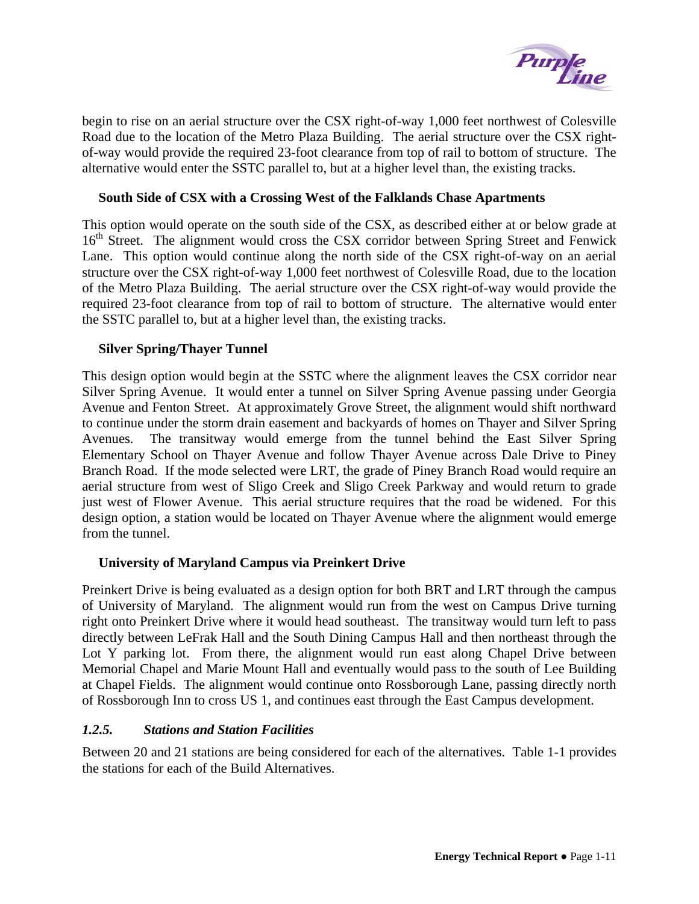begin to rise on an aerial structure over the CSX right-of-way 1,000 feet northwest of Colesville Road due to the location of the Metro Plaza Building. The aerial structure over the CSX right-of-way would provide the required 23-foot clearance from top of rail to bottom of structure. The alternative would enter the SSTC parallel to, but at a higher level than, the existing tracks.

**South Side of CSX with a Crossing West of the Falklands Chase Apartments**

This option would operate on the south side of the CSX, as described either at or below grade at 16th Street. The alignment would cross the CSX corridor between Spring Street and Fenwick Lane. This option would continue along the north side of the CSX right-of-way on an aerial structure over the CSX right-of-way 1,000 feet northwest of Colesville Road, due to the location of the Metro Plaza Building. The aerial structure over the CSX right-of-way would provide the required 23-foot clearance from top of rail to bottom of structure. The alternative would enter the SSTC parallel to, but at a higher level than, the existing tracks.

**Silver Spring/Thayer Tunnel**

This design option would begin at the SSTC where the alignment leaves the CSX corridor near Silver Spring Avenue. It would enter a tunnel on Silver Spring Avenue passing under Georgia Avenue and Fenton Street. At approximately Grove Street, the alignment would shift northward to continue under the storm drain easement and backyards of homes on Thayer and Silver Spring Avenues. The transitway would emerge from the tunnel behind the East Silver Spring Elementary School on Thayer Avenue and follow Thayer Avenue across Dale Drive to Piney Branch Road. If the mode selected were LRT, the grade of Piney Branch Road would require an aerial structure from west of Sligo Creek and Sligo Creek Parkway and would return to grade just west of Flower Avenue. This aerial structure requires that the road be widened. For this design option, a station would be located on Thayer Avenue where the alignment would emerge from the tunnel.

**University of Maryland Campus via Preinkert Drive**

Preinkert Drive is being evaluated as a design option for both BRT and LRT through the campus of University of Maryland. The alignment would run from the west on Campus Drive turning right onto Preinkert Drive where it would head southeast. The transitway would turn left to pass directly between LeFrak Hall and the South Dining Campus Hall and then northeast through the Lot Y parking lot. From there, the alignment would run east along Chapel Drive between Memorial Chapel and Marie Mount Hall and eventually would pass to the south of Lee Building at Chapel Fields. The alignment would continue onto Rossborough Lane, passing directly north of Rossborough Inn to cross US 1, and continues east through the East Campus development.

### *1.2.5. Stations and Station Facilities*

Between 20 and 21 stations are being considered for each of the alternatives. Table 1-1 provides the stations for each of the Build Alternatives.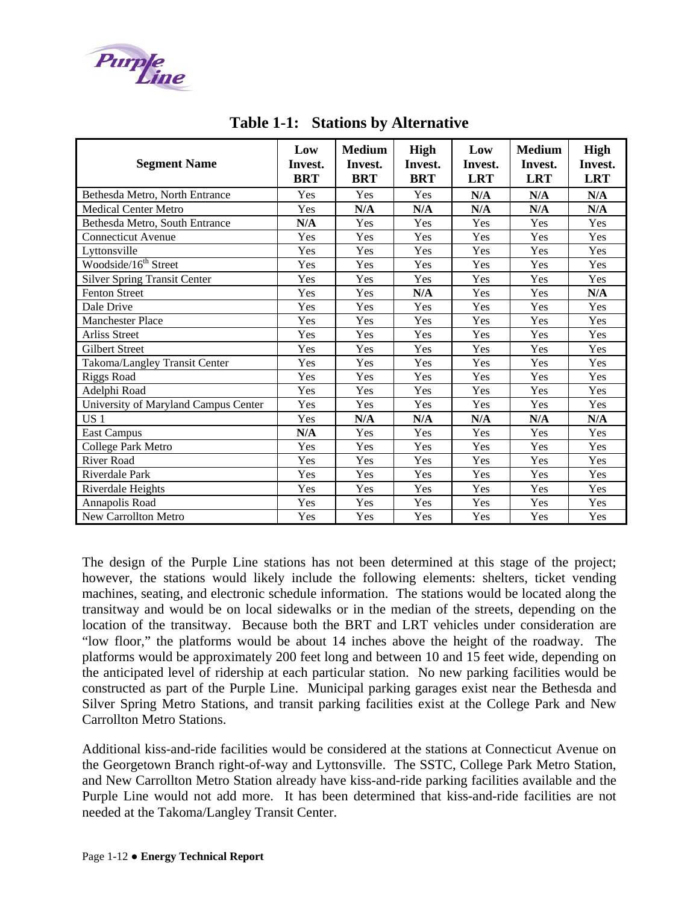## Table 1-1: Stations by Alternative

| Segment Name | Low Invest. BRT | Medium Invest. BRT | High Invest. BRT | Low Invest. LRT | Medium Invest. LRT | High Invest. LRT |
|---|---|---|---|---|---|---|
| Bethesda Metro, North Entrance | Yes | Yes | Yes | **N/A** | **N/A** | **N/A** |
| Medical Center Metro | Yes | **N/A** | **N/A** | **N/A** | **N/A** | **N/A** |
| Bethesda Metro, South Entrance | **N/A** | Yes | Yes | Yes | Yes | Yes |
| Connecticut Avenue | Yes | Yes | Yes | Yes | Yes | Yes |
| Lyttonsville | Yes | Yes | Yes | Yes | Yes | Yes |
| Woodside/16th Street | Yes | Yes | Yes | Yes | Yes | Yes |
| Silver Spring Transit Center | Yes | Yes | Yes | Yes | Yes | Yes |
| Fenton Street | Yes | Yes | **N/A** | Yes | Yes | **N/A** |
| Dale Drive | Yes | Yes | Yes | Yes | Yes | Yes |
| Manchester Place | Yes | Yes | Yes | Yes | Yes | Yes |
| Arliss Street | Yes | Yes | Yes | Yes | Yes | Yes |
| Gilbert Street | Yes | Yes | Yes | Yes | Yes | Yes |
| Takoma/Langley Transit Center | Yes | Yes | Yes | Yes | Yes | Yes |
| Riggs Road | Yes | Yes | Yes | Yes | Yes | Yes |
| Adelphi Road | Yes | Yes | Yes | Yes | Yes | Yes |
| University of Maryland Campus Center | Yes | Yes | Yes | Yes | Yes | Yes |
| US 1 | Yes | **N/A** | **N/A** | **N/A** | **N/A** | **N/A** |
| East Campus | **N/A** | Yes | Yes | Yes | Yes | Yes |
| College Park Metro | Yes | Yes | Yes | Yes | Yes | Yes |
| River Road | Yes | Yes | Yes | Yes | Yes | Yes |
| Riverdale Park | Yes | Yes | Yes | Yes | Yes | Yes |
| Riverdale Heights | Yes | Yes | Yes | Yes | Yes | Yes |
| Annapolis Road | Yes | Yes | Yes | Yes | Yes | Yes |
| New Carrollton Metro | Yes | Yes | Yes | Yes | Yes | Yes |

The design of the Purple Line stations has not been determined at this stage of the project; however, the stations would likely include the following elements: shelters, ticket vending machines, seating, and electronic schedule information. The stations would be located along the transitway and would be on local sidewalks or in the median of the streets, depending on the location of the transitway. Because both the BRT and LRT vehicles under consideration are "low floor," the platforms would be about 14 inches above the height of the roadway. The platforms would be approximately 200 feet long and between 10 and 15 feet wide, depending on the anticipated level of ridership at each particular station. No new parking facilities would be constructed as part of the Purple Line. Municipal parking garages exist near the Bethesda and Silver Spring Metro Stations, and transit parking facilities exist at the College Park and New Carrollton Metro Stations.

Additional kiss-and-ride facilities would be considered at the stations at Connecticut Avenue on the Georgetown Branch right-of-way and Lyttonsville. The SSTC, College Park Metro Station, and New Carrollton Metro Station already have kiss-and-ride parking facilities available and the Purple Line would not add more. It has been determined that kiss-and-ride facilities are not needed at the Takoma/Langley Transit Center.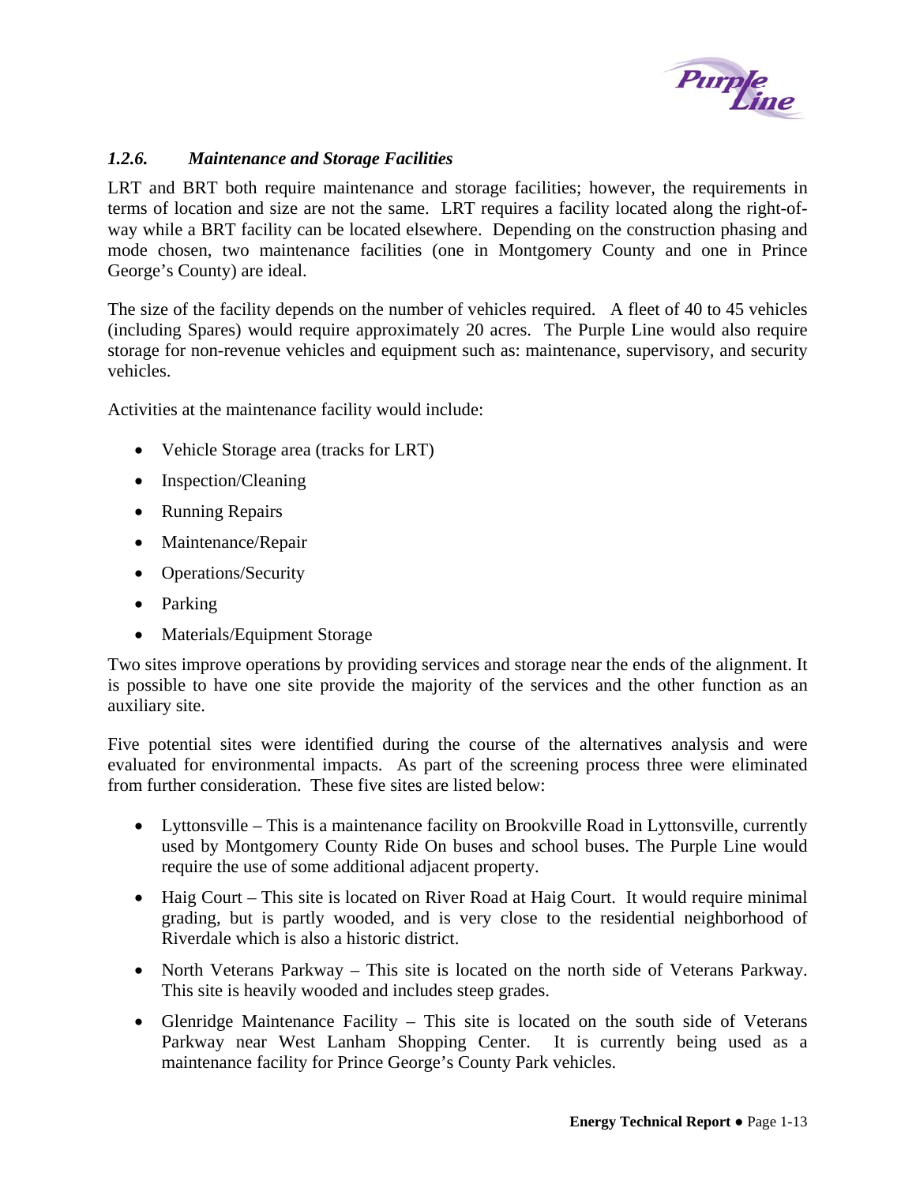### *1.2.6. Maintenance and Storage Facilities*

LRT and BRT both require maintenance and storage facilities; however, the requirements in terms of location and size are not the same. LRT requires a facility located along the right-of-way while a BRT facility can be located elsewhere. Depending on the construction phasing and mode chosen, two maintenance facilities (one in Montgomery County and one in Prince George's County) are ideal.

The size of the facility depends on the number of vehicles required. A fleet of 40 to 45 vehicles (including Spares) would require approximately 20 acres. The Purple Line would also require storage for non-revenue vehicles and equipment such as: maintenance, supervisory, and security vehicles.

Activities at the maintenance facility would include:

- Vehicle Storage area (tracks for LRT)
- Inspection/Cleaning
- Running Repairs
- Maintenance/Repair
- Operations/Security
- Parking
- Materials/Equipment Storage

Two sites improve operations by providing services and storage near the ends of the alignment. It is possible to have one site provide the majority of the services and the other function as an auxiliary site.

Five potential sites were identified during the course of the alternatives analysis and were evaluated for environmental impacts. As part of the screening process three were eliminated from further consideration. These five sites are listed below:

- Lyttonsville – This is a maintenance facility on Brookville Road in Lyttonsville, currently used by Montgomery County Ride On buses and school buses. The Purple Line would require the use of some additional adjacent property.
- Haig Court – This site is located on River Road at Haig Court. It would require minimal grading, but is partly wooded, and is very close to the residential neighborhood of Riverdale which is also a historic district.
- North Veterans Parkway – This site is located on the north side of Veterans Parkway. This site is heavily wooded and includes steep grades.
- Glenridge Maintenance Facility – This site is located on the south side of Veterans Parkway near West Lanham Shopping Center. It is currently being used as a maintenance facility for Prince George's County Park vehicles.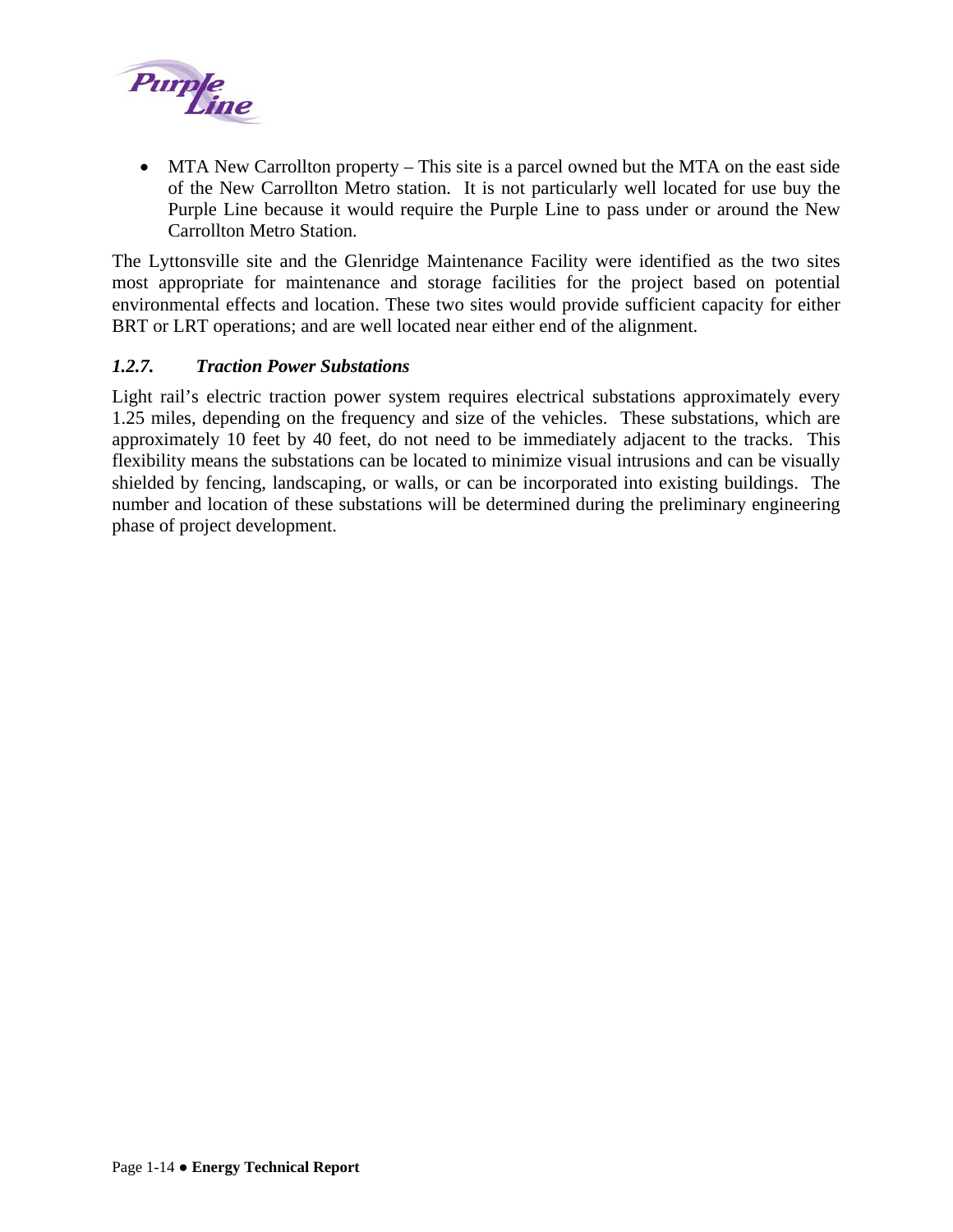- MTA New Carrollton property – This site is a parcel owned but the MTA on the east side of the New Carrollton Metro station. It is not particularly well located for use buy the Purple Line because it would require the Purple Line to pass under or around the New Carrollton Metro Station.

The Lyttonsville site and the Glenridge Maintenance Facility were identified as the two sites most appropriate for maintenance and storage facilities for the project based on potential environmental effects and location. These two sites would provide sufficient capacity for either BRT or LRT operations; and are well located near either end of the alignment.

### *1.2.7. Traction Power Substations*

Light rail's electric traction power system requires electrical substations approximately every 1.25 miles, depending on the frequency and size of the vehicles. These substations, which are approximately 10 feet by 40 feet, do not need to be immediately adjacent to the tracks. This flexibility means the substations can be located to minimize visual intrusions and can be visually shielded by fencing, landscaping, or walls, or can be incorporated into existing buildings. The number and location of these substations will be determined during the preliminary engineering phase of project development.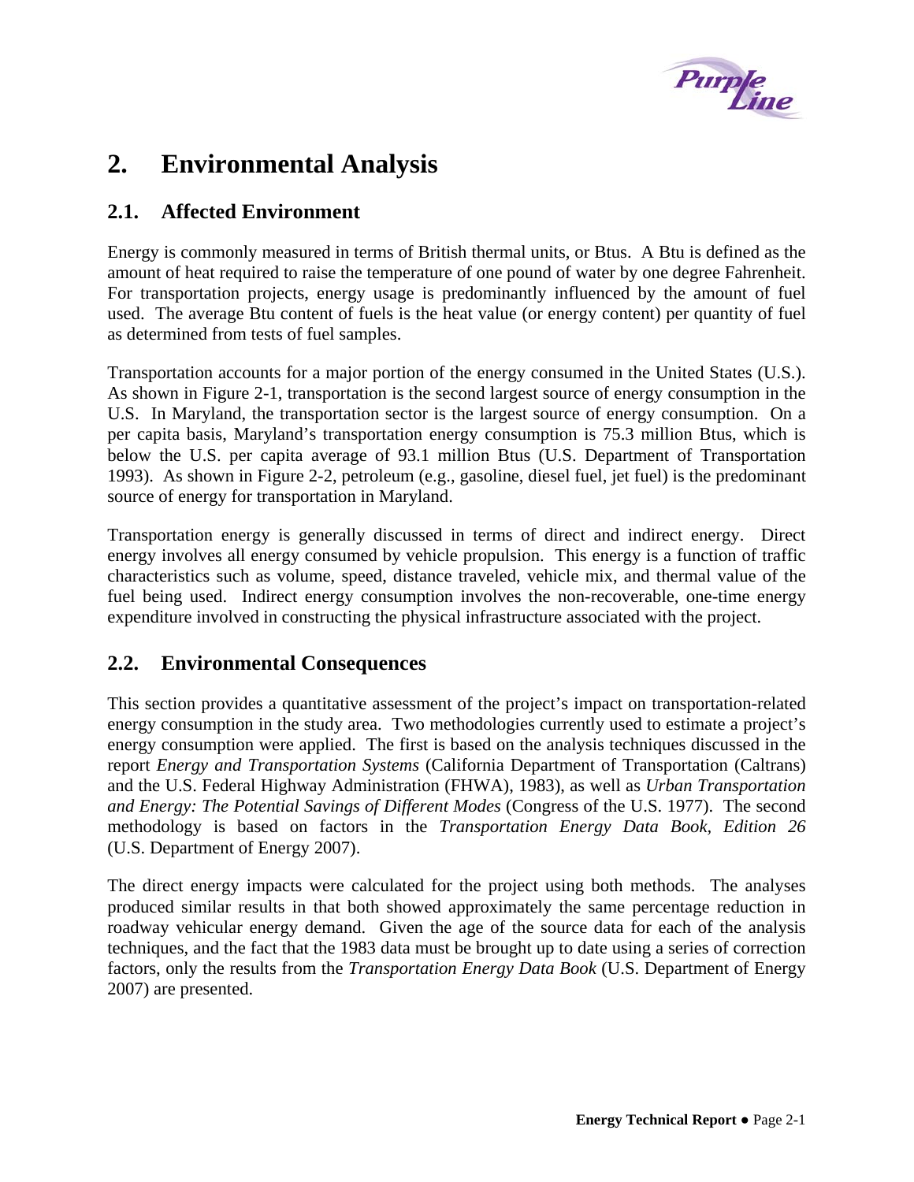# 2. Environmental Analysis

## 2.1. Affected Environment

Energy is commonly measured in terms of British thermal units, or Btus. A Btu is defined as the amount of heat required to raise the temperature of one pound of water by one degree Fahrenheit. For transportation projects, energy usage is predominantly influenced by the amount of fuel used. The average Btu content of fuels is the heat value (or energy content) per quantity of fuel as determined from tests of fuel samples.

Transportation accounts for a major portion of the energy consumed in the United States (U.S.). As shown in Figure 2-1, transportation is the second largest source of energy consumption in the U.S. In Maryland, the transportation sector is the largest source of energy consumption. On a per capita basis, Maryland's transportation energy consumption is 75.3 million Btus, which is below the U.S. per capita average of 93.1 million Btus (U.S. Department of Transportation 1993). As shown in Figure 2-2, petroleum (e.g., gasoline, diesel fuel, jet fuel) is the predominant source of energy for transportation in Maryland.

Transportation energy is generally discussed in terms of direct and indirect energy. Direct energy involves all energy consumed by vehicle propulsion. This energy is a function of traffic characteristics such as volume, speed, distance traveled, vehicle mix, and thermal value of the fuel being used. Indirect energy consumption involves the non-recoverable, one-time energy expenditure involved in constructing the physical infrastructure associated with the project.

## 2.2. Environmental Consequences

This section provides a quantitative assessment of the project's impact on transportation-related energy consumption in the study area. Two methodologies currently used to estimate a project's energy consumption were applied. The first is based on the analysis techniques discussed in the report *Energy and Transportation Systems* (California Department of Transportation (Caltrans) and the U.S. Federal Highway Administration (FHWA), 1983), as well as *Urban Transportation and Energy: The Potential Savings of Different Modes* (Congress of the U.S. 1977). The second methodology is based on factors in the *Transportation Energy Data Book, Edition 26* (U.S. Department of Energy 2007).

The direct energy impacts were calculated for the project using both methods. The analyses produced similar results in that both showed approximately the same percentage reduction in roadway vehicular energy demand. Given the age of the source data for each of the analysis techniques, and the fact that the 1983 data must be brought up to date using a series of correction factors, only the results from the *Transportation Energy Data Book* (U.S. Department of Energy 2007) are presented.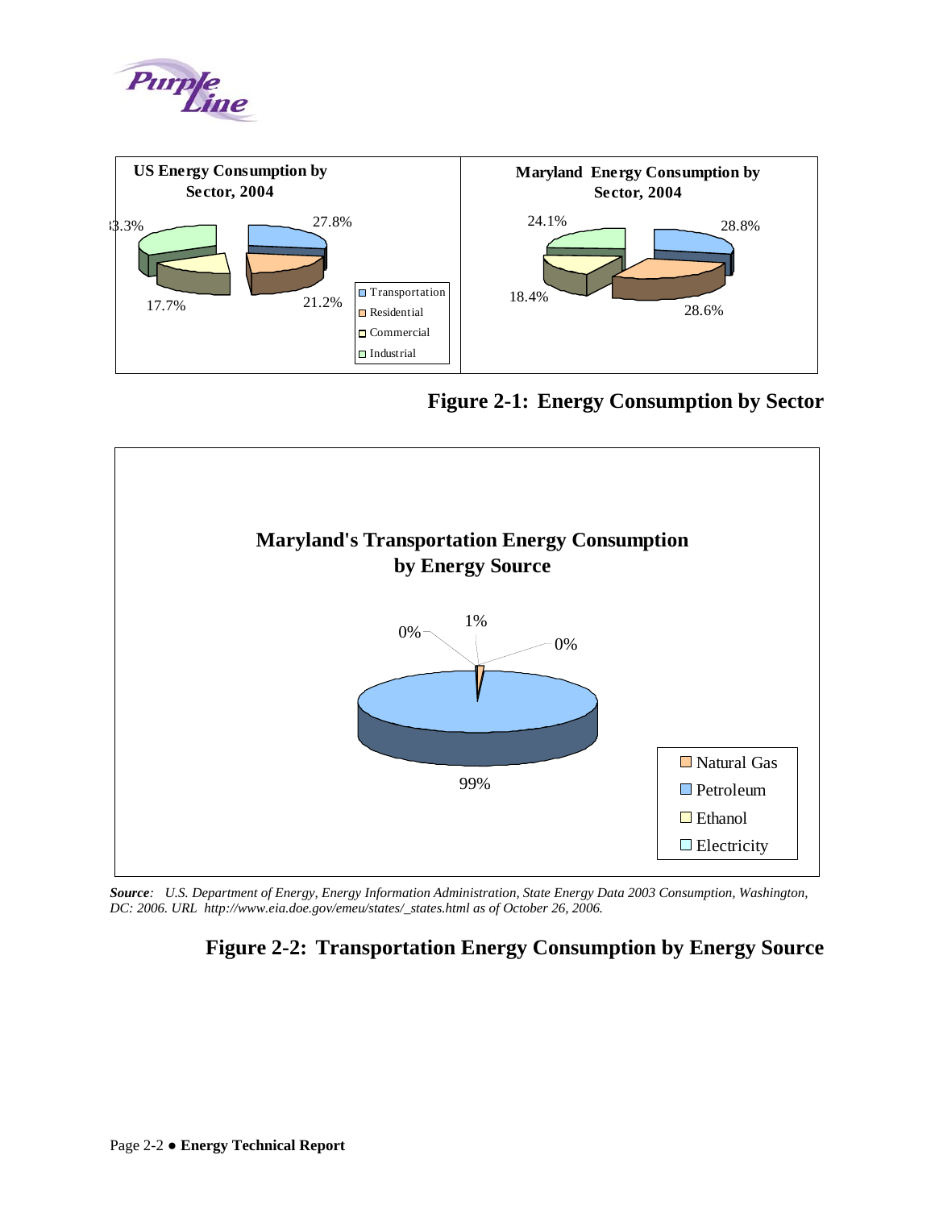**Figure 2-1: Energy Consumption by Sector**

**Figure 2-2: Transportation Energy Consumption by Energy Source**

***Source**: U.S. Department of Energy, Energy Information Administration, State Energy Data 2003 Consumption, Washington, DC: 2006. URL http://www.eia.doe.gov/emeu/states/_states.html as of October 26, 2006.*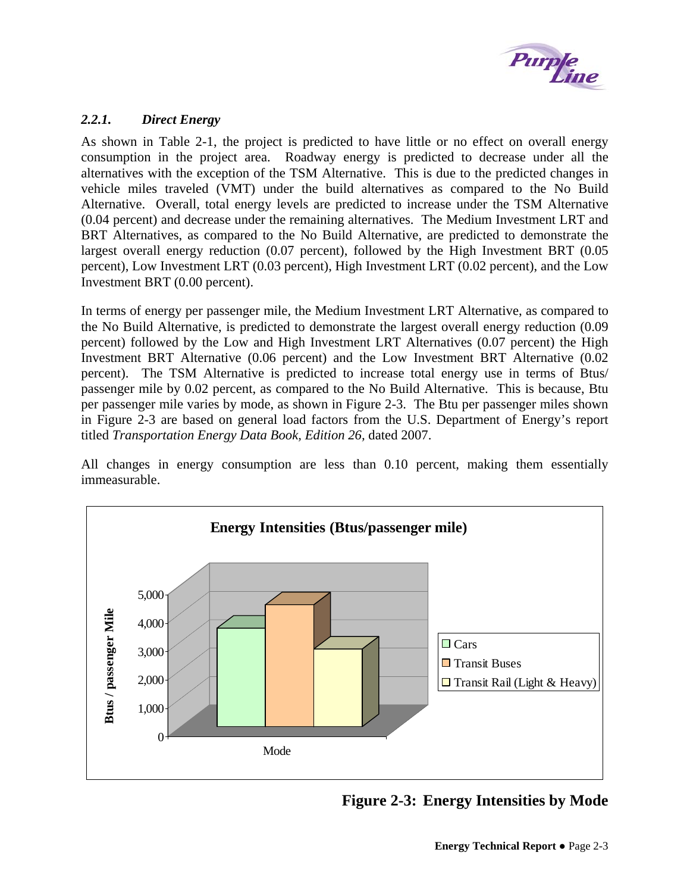### 2.2.1. *Direct Energy*

As shown in Table 2-1, the project is predicted to have little or no effect on overall energy consumption in the project area. Roadway energy is predicted to decrease under all the alternatives with the exception of the TSM Alternative. This is due to the predicted changes in vehicle miles traveled (VMT) under the build alternatives as compared to the No Build Alternative. Overall, total energy levels are predicted to increase under the TSM Alternative (0.04 percent) and decrease under the remaining alternatives. The Medium Investment LRT and BRT Alternatives, as compared to the No Build Alternative, are predicted to demonstrate the largest overall energy reduction (0.07 percent), followed by the High Investment BRT (0.05 percent), Low Investment LRT (0.03 percent), High Investment LRT (0.02 percent), and the Low Investment BRT (0.00 percent).

In terms of energy per passenger mile, the Medium Investment LRT Alternative, as compared to the No Build Alternative, is predicted to demonstrate the largest overall energy reduction (0.09 percent) followed by the Low and High Investment LRT Alternatives (0.07 percent) the High Investment BRT Alternative (0.06 percent) and the Low Investment BRT Alternative (0.02 percent). The TSM Alternative is predicted to increase total energy use in terms of Btus/ passenger mile by 0.02 percent, as compared to the No Build Alternative. This is because, Btu per passenger mile varies by mode, as shown in Figure 2-3. The Btu per passenger miles shown in Figure 2-3 are based on general load factors from the U.S. Department of Energy's report titled *Transportation Energy Data Book, Edition 26,* dated 2007.

All changes in energy consumption are less than 0.10 percent, making them essentially immeasurable.

**Energy Intensities (Btus/passenger mile)**

| Mode | Btus / passenger Mile (approx.) |
|---|---|
| Cars | ~3,500 |
| Transit Buses | ~4,300 |
| Transit Rail (Light & Heavy) | ~2,750 |

**Figure 2-3: Energy Intensities by Mode**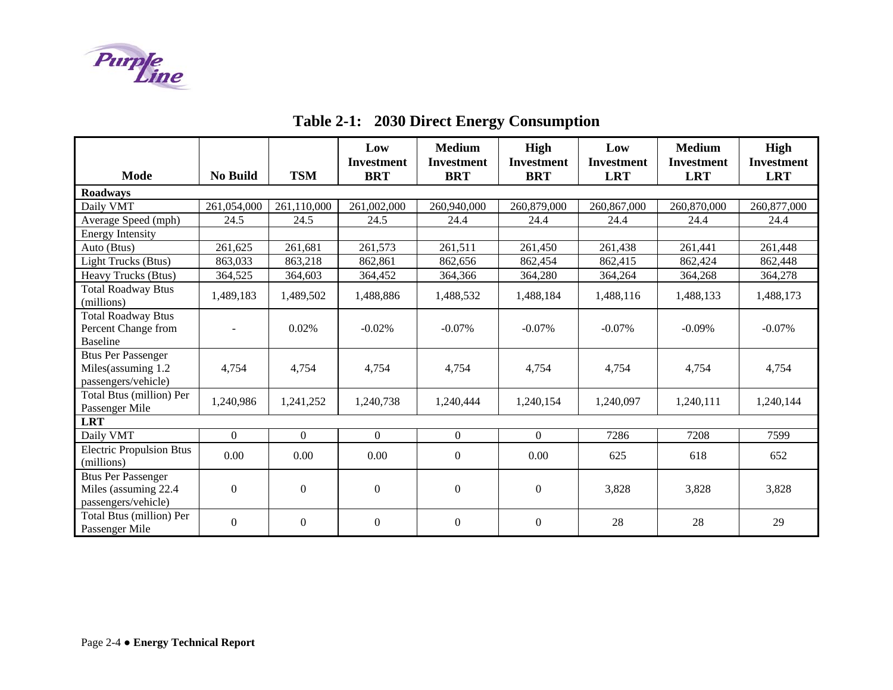## Table 2-1: 2030 Direct Energy Consumption

| Mode | No Build | TSM | Low Investment BRT | Medium Investment BRT | High Investment BRT | Low Investment LRT | Medium Investment LRT | High Investment LRT |
|---|---|---|---|---|---|---|---|---|
| **Roadways** | | | | | | | | |
| Daily VMT | 261,054,000 | 261,110,000 | 261,002,000 | 260,940,000 | 260,879,000 | 260,867,000 | 260,870,000 | 260,877,000 |
| Average Speed (mph) | 24.5 | 24.5 | 24.5 | 24.4 | 24.4 | 24.4 | 24.4 | 24.4 |
| Energy Intensity | | | | | | | | |
| Auto (Btus) | 261,625 | 261,681 | 261,573 | 261,511 | 261,450 | 261,438 | 261,441 | 261,448 |
| Light Trucks (Btus) | 863,033 | 863,218 | 862,861 | 862,656 | 862,454 | 862,415 | 862,424 | 862,448 |
| Heavy Trucks (Btus) | 364,525 | 364,603 | 364,452 | 364,366 | 364,280 | 364,264 | 364,268 | 364,278 |
| Total Roadway Btus (millions) | 1,489,183 | 1,489,502 | 1,488,886 | 1,488,532 | 1,488,184 | 1,488,116 | 1,488,133 | 1,488,173 |
| Total Roadway Btus Percent Change from Baseline | - | 0.02% | -0.02% | -0.07% | -0.07% | -0.07% | -0.09% | -0.07% |
| Btus Per Passenger Miles(assuming 1.2 passengers/vehicle) | 4,754 | 4,754 | 4,754 | 4,754 | 4,754 | 4,754 | 4,754 | 4,754 |
| Total Btus (million) Per Passenger Mile | 1,240,986 | 1,241,252 | 1,240,738 | 1,240,444 | 1,240,154 | 1,240,097 | 1,240,111 | 1,240,144 |
| **LRT** | | | | | | | | |
| Daily VMT | 0 | 0 | 0 | 0 | 0 | 7286 | 7208 | 7599 |
| Electric Propulsion Btus (millions) | 0.00 | 0.00 | 0.00 | 0 | 0.00 | 625 | 618 | 652 |
| Btus Per Passenger Miles (assuming 22.4 passengers/vehicle) | 0 | 0 | 0 | 0 | 0 | 3,828 | 3,828 | 3,828 |
| Total Btus (million) Per Passenger Mile | 0 | 0 | 0 | 0 | 0 | 28 | 28 | 29 |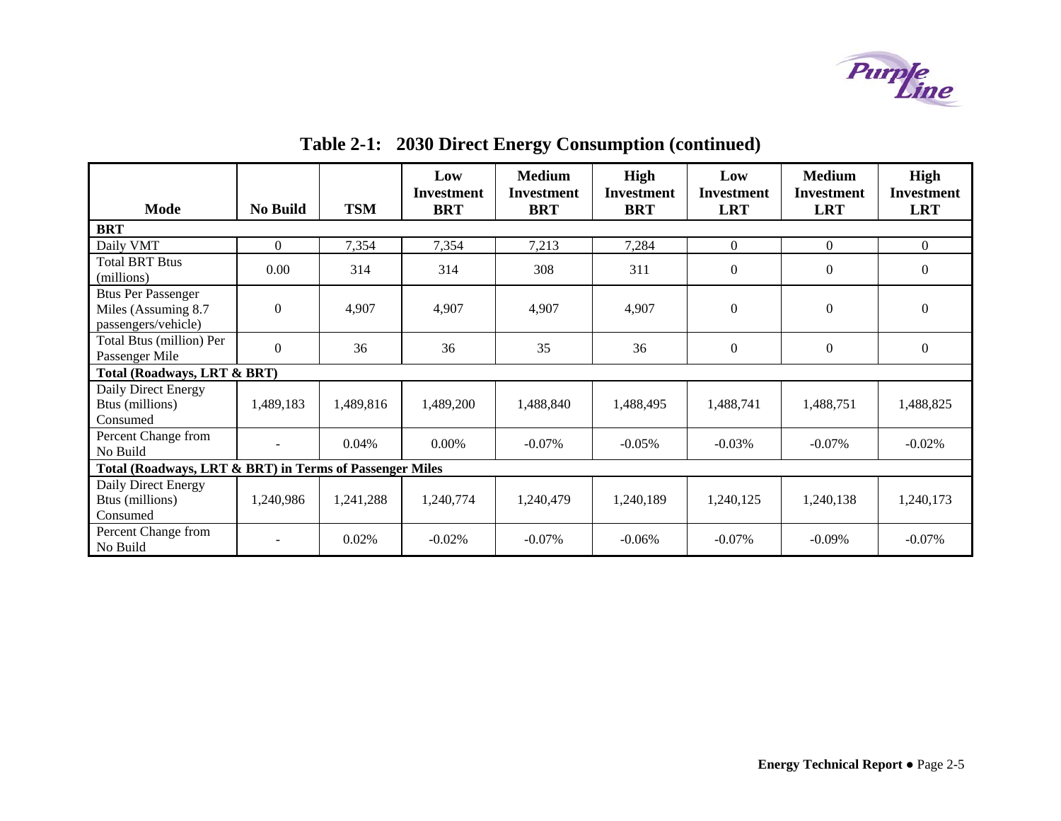## Table 2-1: 2030 Direct Energy Consumption (continued)

| Mode | No Build | TSM | Low Investment BRT | Medium Investment BRT | High Investment BRT | Low Investment LRT | Medium Investment LRT | High Investment LRT |
|---|---|---|---|---|---|---|---|---|
| **BRT** | | | | | | | | |
| Daily VMT | 0 | 7,354 | 7,354 | 7,213 | 7,284 | 0 | 0 | 0 |
| Total BRT Btus (millions) | 0.00 | 314 | 314 | 308 | 311 | 0 | 0 | 0 |
| Btus Per Passenger Miles (Assuming 8.7 passengers/vehicle) | 0 | 4,907 | 4,907 | 4,907 | 4,907 | 0 | 0 | 0 |
| Total Btus (million) Per Passenger Mile | 0 | 36 | 36 | 35 | 36 | 0 | 0 | 0 |
| **Total (Roadways, LRT & BRT)** | | | | | | | | |
| Daily Direct Energy Btus (millions) Consumed | 1,489,183 | 1,489,816 | 1,489,200 | 1,488,840 | 1,488,495 | 1,488,741 | 1,488,751 | 1,488,825 |
| Percent Change from No Build | - | 0.04% | 0.00% | -0.07% | -0.05% | -0.03% | -0.07% | -0.02% |
| **Total (Roadways, LRT & BRT) in Terms of Passenger Miles** | | | | | | | | |
| Daily Direct Energy Btus (millions) Consumed | 1,240,986 | 1,241,288 | 1,240,774 | 1,240,479 | 1,240,189 | 1,240,125 | 1,240,138 | 1,240,173 |
| Percent Change from No Build | - | 0.02% | -0.02% | -0.07% | -0.06% | -0.07% | -0.09% | -0.07% |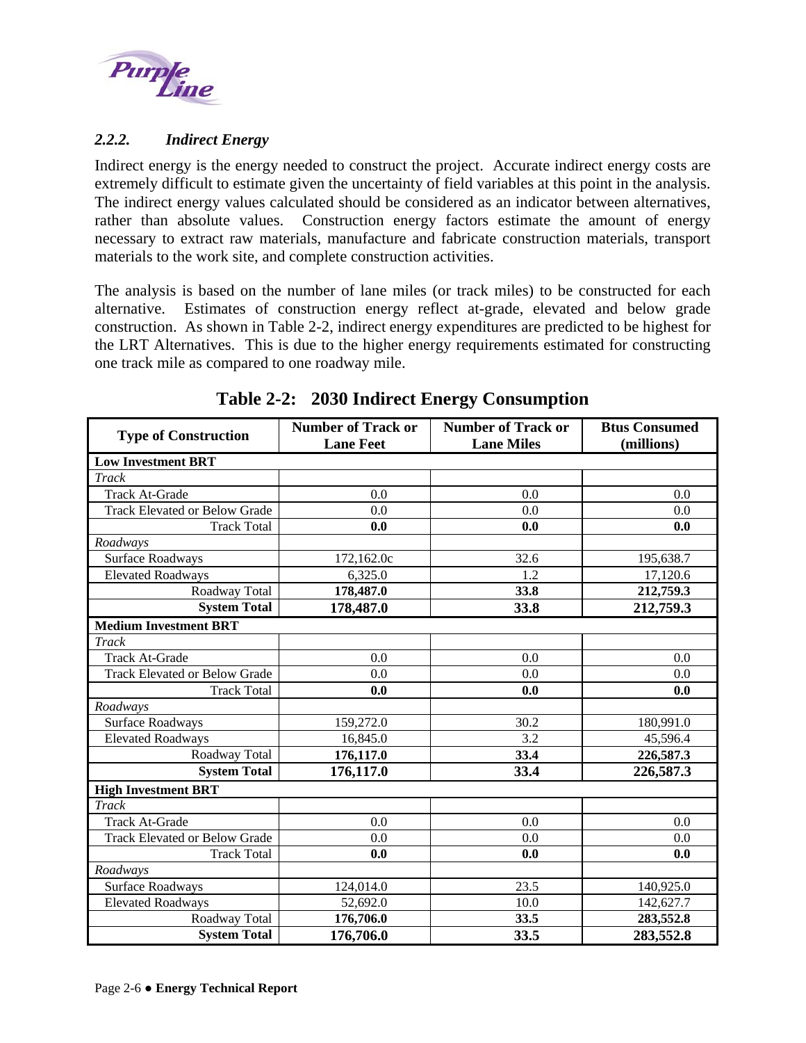### *2.2.2. Indirect Energy*

Indirect energy is the energy needed to construct the project. Accurate indirect energy costs are extremely difficult to estimate given the uncertainty of field variables at this point in the analysis. The indirect energy values calculated should be considered as an indicator between alternatives, rather than absolute values. Construction energy factors estimate the amount of energy necessary to extract raw materials, manufacture and fabricate construction materials, transport materials to the work site, and complete construction activities.

The analysis is based on the number of lane miles (or track miles) to be constructed for each alternative. Estimates of construction energy reflect at-grade, elevated and below grade construction. As shown in Table 2-2, indirect energy expenditures are predicted to be highest for the LRT Alternatives. This is due to the higher energy requirements estimated for constructing one track mile as compared to one roadway mile.

**Table 2-2: 2030 Indirect Energy Consumption**

| Type of Construction | Number of Track or Lane Feet | Number of Track or Lane Miles | Btus Consumed (millions) |
|---|---|---|---|
| **Low Investment BRT** | | | |
| *Track* | | | |
| Track At-Grade | 0.0 | 0.0 | 0.0 |
| Track Elevated or Below Grade | 0.0 | 0.0 | 0.0 |
| Track Total | **0.0** | **0.0** | **0.0** |
| *Roadways* | | | |
| Surface Roadways | 172,162.0c | 32.6 | 195,638.7 |
| Elevated Roadways | 6,325.0 | 1.2 | 17,120.6 |
| Roadway Total | **178,487.0** | **33.8** | **212,759.3** |
| **System Total** | **178,487.0** | **33.8** | **212,759.3** |
| **Medium Investment BRT** | | | |
| *Track* | | | |
| Track At-Grade | 0.0 | 0.0 | 0.0 |
| Track Elevated or Below Grade | 0.0 | 0.0 | 0.0 |
| Track Total | **0.0** | **0.0** | **0.0** |
| *Roadways* | | | |
| Surface Roadways | 159,272.0 | 30.2 | 180,991.0 |
| Elevated Roadways | 16,845.0 | 3.2 | 45,596.4 |
| Roadway Total | **176,117.0** | **33.4** | **226,587.3** |
| **System Total** | **176,117.0** | **33.4** | **226,587.3** |
| **High Investment BRT** | | | |
| *Track* | | | |
| Track At-Grade | 0.0 | 0.0 | 0.0 |
| Track Elevated or Below Grade | 0.0 | 0.0 | 0.0 |
| Track Total | **0.0** | **0.0** | **0.0** |
| *Roadways* | | | |
| Surface Roadways | 124,014.0 | 23.5 | 140,925.0 |
| Elevated Roadways | 52,692.0 | 10.0 | 142,627.7 |
| Roadway Total | **176,706.0** | **33.5** | **283,552.8** |
| **System Total** | **176,706.0** | **33.5** | **283,552.8** |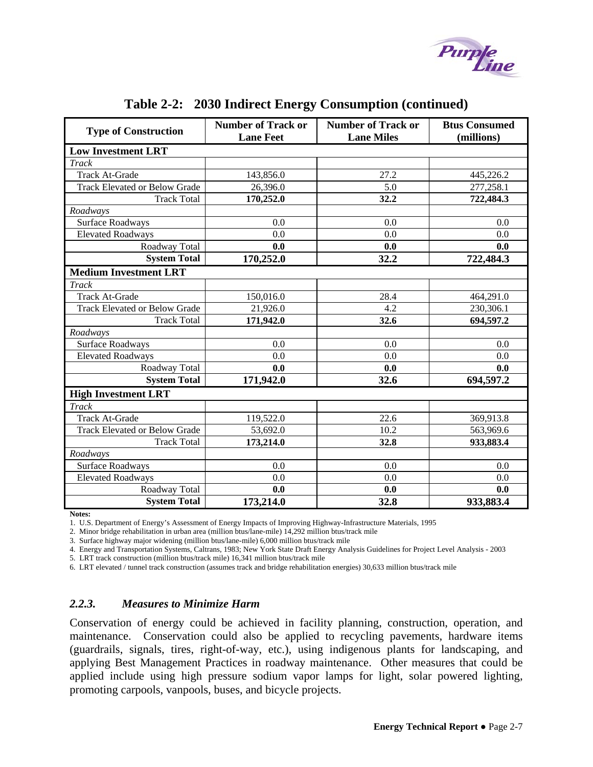## Table 2-2: 2030 Indirect Energy Consumption (continued)

| Type of Construction | Number of Track or Lane Feet | Number of Track or Lane Miles | Btus Consumed (millions) |
|---|---|---|---|
| **Low Investment LRT** | | | |
| *Track* | | | |
| Track At-Grade | 143,856.0 | 27.2 | 445,226.2 |
| Track Elevated or Below Grade | 26,396.0 | 5.0 | 277,258.1 |
| Track Total | **170,252.0** | **32.2** | **722,484.3** |
| *Roadways* | | | |
| Surface Roadways | 0.0 | 0.0 | 0.0 |
| Elevated Roadways | 0.0 | 0.0 | 0.0 |
| Roadway Total | **0.0** | **0.0** | **0.0** |
| **System Total** | **170,252.0** | **32.2** | **722,484.3** |
| **Medium Investment LRT** | | | |
| *Track* | | | |
| Track At-Grade | 150,016.0 | 28.4 | 464,291.0 |
| Track Elevated or Below Grade | 21,926.0 | 4.2 | 230,306.1 |
| Track Total | **171,942.0** | **32.6** | **694,597.2** |
| *Roadways* | | | |
| Surface Roadways | 0.0 | 0.0 | 0.0 |
| Elevated Roadways | 0.0 | 0.0 | 0.0 |
| Roadway Total | **0.0** | **0.0** | **0.0** |
| **System Total** | **171,942.0** | **32.6** | **694,597.2** |
| **High Investment LRT** | | | |
| *Track* | | | |
| Track At-Grade | 119,522.0 | 22.6 | 369,913.8 |
| Track Elevated or Below Grade | 53,692.0 | 10.2 | 563,969.6 |
| Track Total | **173,214.0** | **32.8** | **933,883.4** |
| *Roadways* | | | |
| Surface Roadways | 0.0 | 0.0 | 0.0 |
| Elevated Roadways | 0.0 | 0.0 | 0.0 |
| Roadway Total | **0.0** | **0.0** | **0.0** |
| **System Total** | **173,214.0** | **32.8** | **933,883.4** |

**Notes:**

1. U.S. Department of Energy's Assessment of Energy Impacts of Improving Highway-Infrastructure Materials, 1995
2. Minor bridge rehabilitation in urban area (million btus/lane-mile) 14,292 million btus/track mile
3. Surface highway major widening (million btus/lane-mile) 6,000 million btus/track mile
4. Energy and Transportation Systems, Caltrans, 1983; New York State Draft Energy Analysis Guidelines for Project Level Analysis - 2003
5. LRT track construction (million btus/track mile) 16,341 million btus/track mile
6. LRT elevated / tunnel track construction (assumes track and bridge rehabilitation energies) 30,633 million btus/track mile

### *2.2.3. Measures to Minimize Harm*

Conservation of energy could be achieved in facility planning, construction, operation, and maintenance. Conservation could also be applied to recycling pavements, hardware items (guardrails, signals, tires, right-of-way, etc.), using indigenous plants for landscaping, and applying Best Management Practices in roadway maintenance. Other measures that could be applied include using high pressure sodium vapor lamps for light, solar powered lighting, promoting carpools, vanpools, buses, and bicycle projects.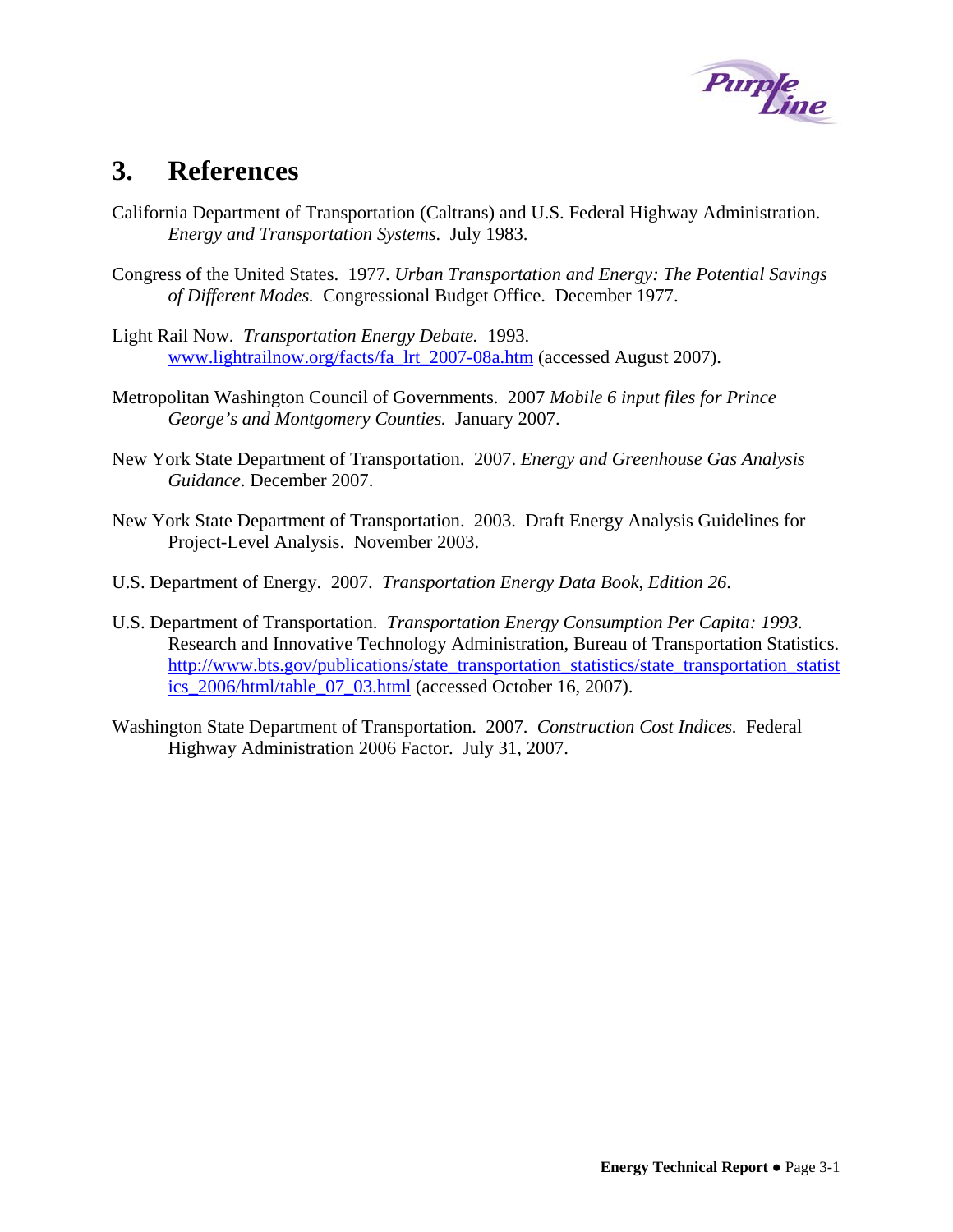# 3. References

California Department of Transportation (Caltrans) and U.S. Federal Highway Administration. *Energy and Transportation Systems.* July 1983.

Congress of the United States. 1977. *Urban Transportation and Energy: The Potential Savings of Different Modes.* Congressional Budget Office. December 1977.

Light Rail Now. *Transportation Energy Debate.* 1993. www.lightrailnow.org/facts/fa_lrt_2007-08a.htm (accessed August 2007).

Metropolitan Washington Council of Governments. 2007 *Mobile 6 input files for Prince George's and Montgomery Counties.* January 2007.

New York State Department of Transportation. 2007. *Energy and Greenhouse Gas Analysis Guidance*. December 2007.

New York State Department of Transportation. 2003. Draft Energy Analysis Guidelines for Project-Level Analysis. November 2003.

U.S. Department of Energy. 2007. *Transportation Energy Data Book, Edition 26.*

U.S. Department of Transportation. *Transportation Energy Consumption Per Capita: 1993.* Research and Innovative Technology Administration, Bureau of Transportation Statistics. http://www.bts.gov/publications/state_transportation_statistics/state_transportation_statistics_2006/html/table_07_03.html (accessed October 16, 2007).

Washington State Department of Transportation. 2007. *Construction Cost Indices.* Federal Highway Administration 2006 Factor. July 31, 2007.